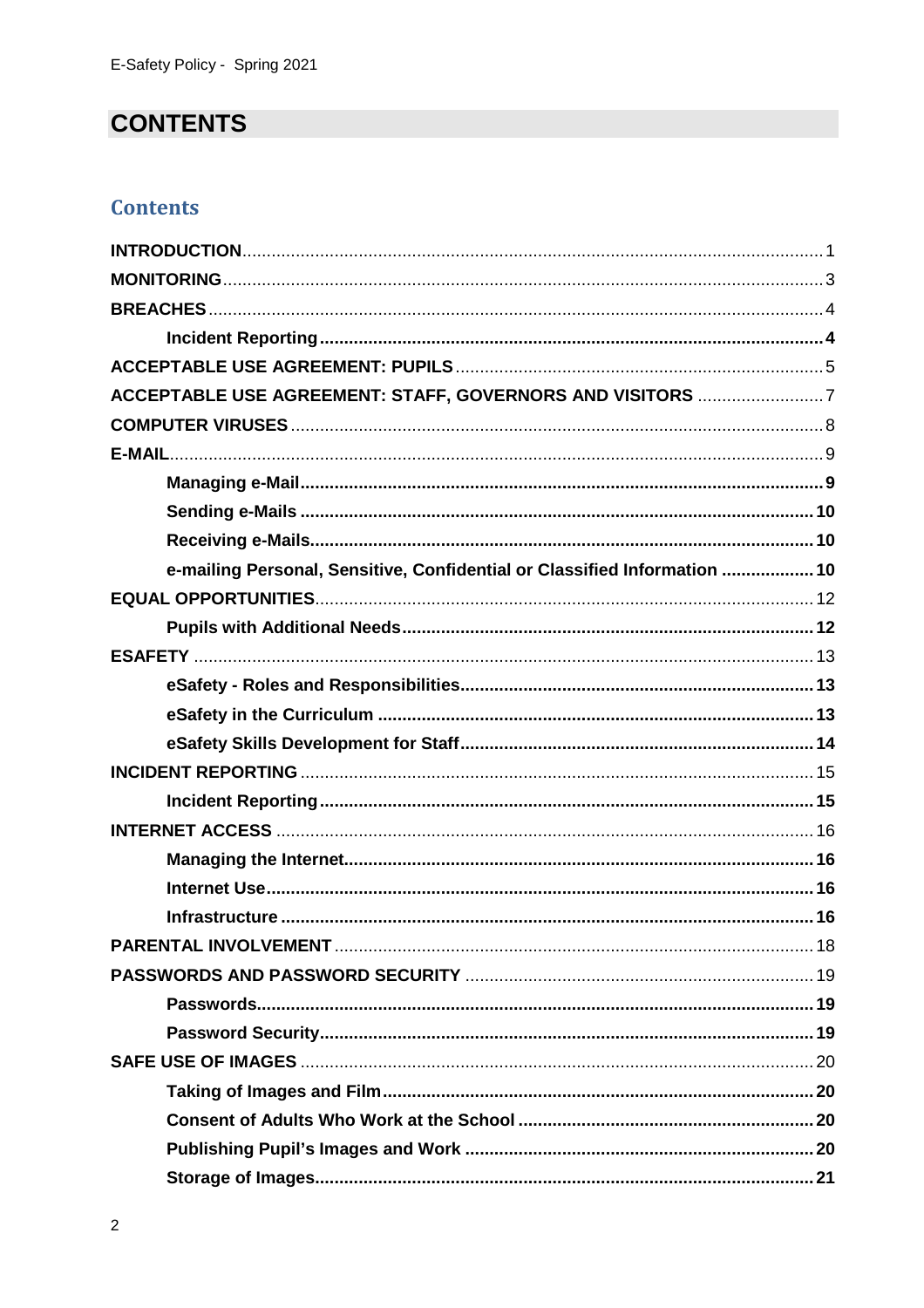# CONTENTS

## Contents

- **INTRODUCTION** ... 1
- **MONITORING** ... 3
- **BREACHES** ... 4
  - **Incident Reporting** ... 4
- **ACCEPTABLE USE AGREEMENT: PUPILS** ... 5
- **ACCEPTABLE USE AGREEMENT: STAFF, GOVERNORS AND VISITORS** ... 7
- **COMPUTER VIRUSES** ... 8
- **E-MAIL** ... 9
  - **Managing e-Mail** ... 9
  - **Sending e-Mails** ... 10
  - **Receiving e-Mails** ... 10
  - **e-mailing Personal, Sensitive, Confidential or Classified Information** ... 10
- **EQUAL OPPORTUNITIES** ... 12
  - **Pupils with Additional Needs** ... 12
- **ESAFETY** ... 13
  - **eSafety - Roles and Responsibilities** ... 13
  - **eSafety in the Curriculum** ... 13
  - **eSafety Skills Development for Staff** ... 14
- **INCIDENT REPORTING** ... 15
  - **Incident Reporting** ... 15
- **INTERNET ACCESS** ... 16
  - **Managing the Internet** ... 16
  - **Internet Use** ... 16
  - **Infrastructure** ... 16
- **PARENTAL INVOLVEMENT** ... 18
- **PASSWORDS AND PASSWORD SECURITY** ... 19
  - **Passwords** ... 19
  - **Password Security** ... 19
- **SAFE USE OF IMAGES** ... 20
  - **Taking of Images and Film** ... 20
  - **Consent of Adults Who Work at the School** ... 20
  - **Publishing Pupil's Images and Work** ... 20
  - **Storage of Images** ... 21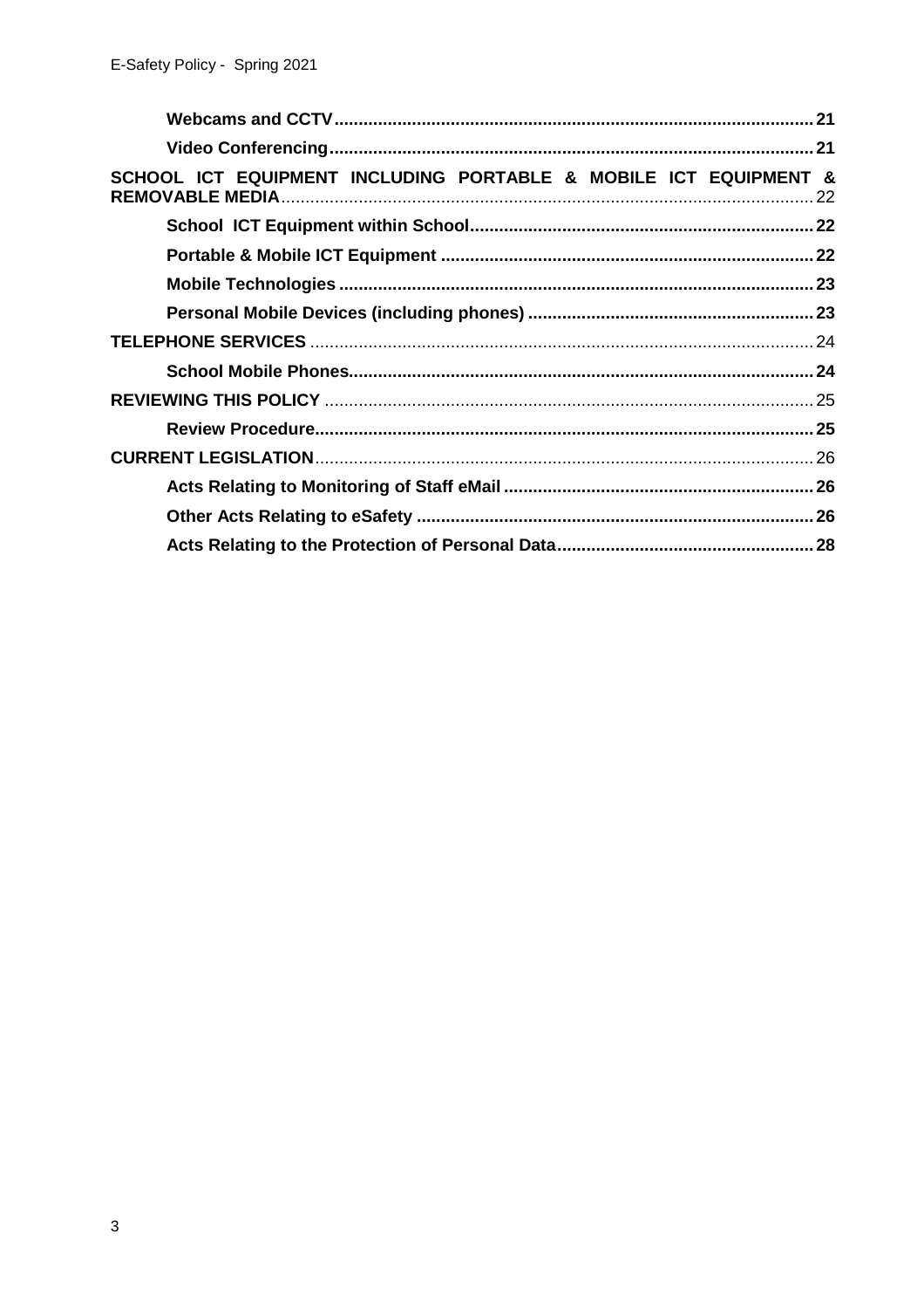**Webcams and CCTV** .......... **21**

**Video Conferencing** .......... **21**

**SCHOOL ICT EQUIPMENT INCLUDING PORTABLE & MOBILE ICT EQUIPMENT & REMOVABLE MEDIA** .......... 22

**School ICT Equipment within School** .......... **22**

**Portable & Mobile ICT Equipment** .......... **22**

**Mobile Technologies** .......... **23**

**Personal Mobile Devices (including phones)** .......... **23**

**TELEPHONE SERVICES** .......... 24

**School Mobile Phones** .......... **24**

**REVIEWING THIS POLICY** .......... 25

**Review Procedure** .......... **25**

**CURRENT LEGISLATION** .......... 26

**Acts Relating to Monitoring of Staff eMail** .......... **26**

**Other Acts Relating to eSafety** .......... **26**

**Acts Relating to the Protection of Personal Data** .......... **28**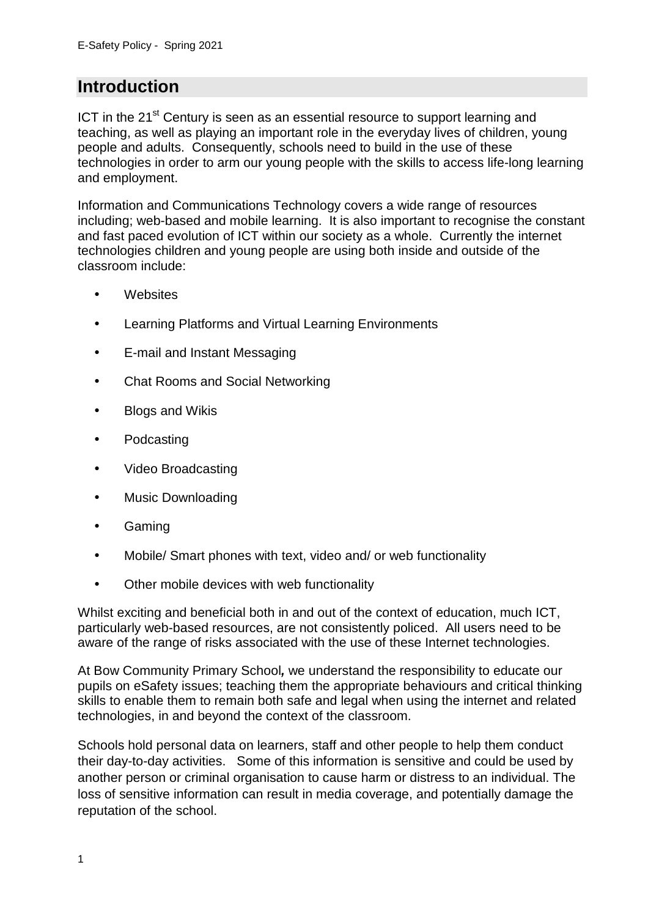## Introduction

ICT in the 21st Century is seen as an essential resource to support learning and teaching, as well as playing an important role in the everyday lives of children, young people and adults. Consequently, schools need to build in the use of these technologies in order to arm our young people with the skills to access life-long learning and employment.

Information and Communications Technology covers a wide range of resources including; web-based and mobile learning. It is also important to recognise the constant and fast paced evolution of ICT within our society as a whole. Currently the internet technologies children and young people are using both inside and outside of the classroom include:

- Websites
- Learning Platforms and Virtual Learning Environments
- E-mail and Instant Messaging
- Chat Rooms and Social Networking
- Blogs and Wikis
- Podcasting
- Video Broadcasting
- Music Downloading
- Gaming
- Mobile/ Smart phones with text, video and/ or web functionality
- Other mobile devices with web functionality

Whilst exciting and beneficial both in and out of the context of education, much ICT, particularly web-based resources, are not consistently policed. All users need to be aware of the range of risks associated with the use of these Internet technologies.

At Bow Community Primary School*,* we understand the responsibility to educate our pupils on eSafety issues; teaching them the appropriate behaviours and critical thinking skills to enable them to remain both safe and legal when using the internet and related technologies, in and beyond the context of the classroom.

Schools hold personal data on learners, staff and other people to help them conduct their day-to-day activities. Some of this information is sensitive and could be used by another person or criminal organisation to cause harm or distress to an individual. The loss of sensitive information can result in media coverage, and potentially damage the reputation of the school.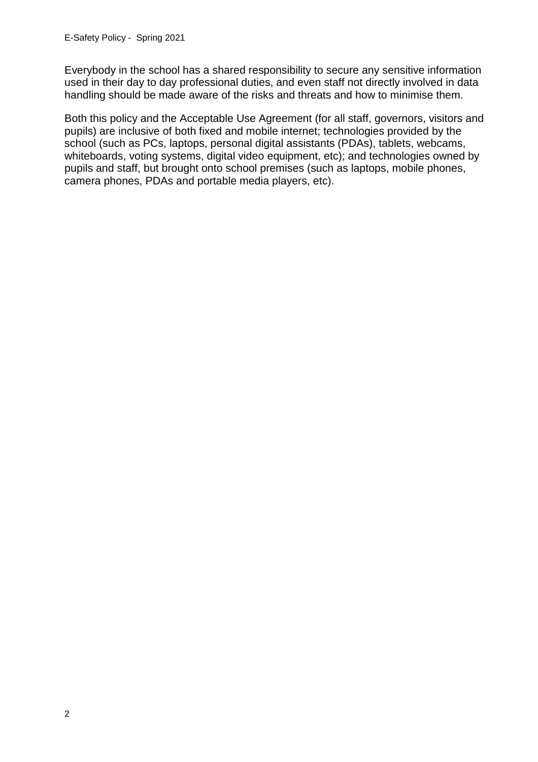Everybody in the school has a shared responsibility to secure any sensitive information used in their day to day professional duties, and even staff not directly involved in data handling should be made aware of the risks and threats and how to minimise them.

Both this policy and the Acceptable Use Agreement (for all staff, governors, visitors and pupils) are inclusive of both fixed and mobile internet; technologies provided by the school (such as PCs, laptops, personal digital assistants (PDAs), tablets, webcams, whiteboards, voting systems, digital video equipment, etc); and technologies owned by pupils and staff, but brought onto school premises (such as laptops, mobile phones, camera phones, PDAs and portable media players, etc).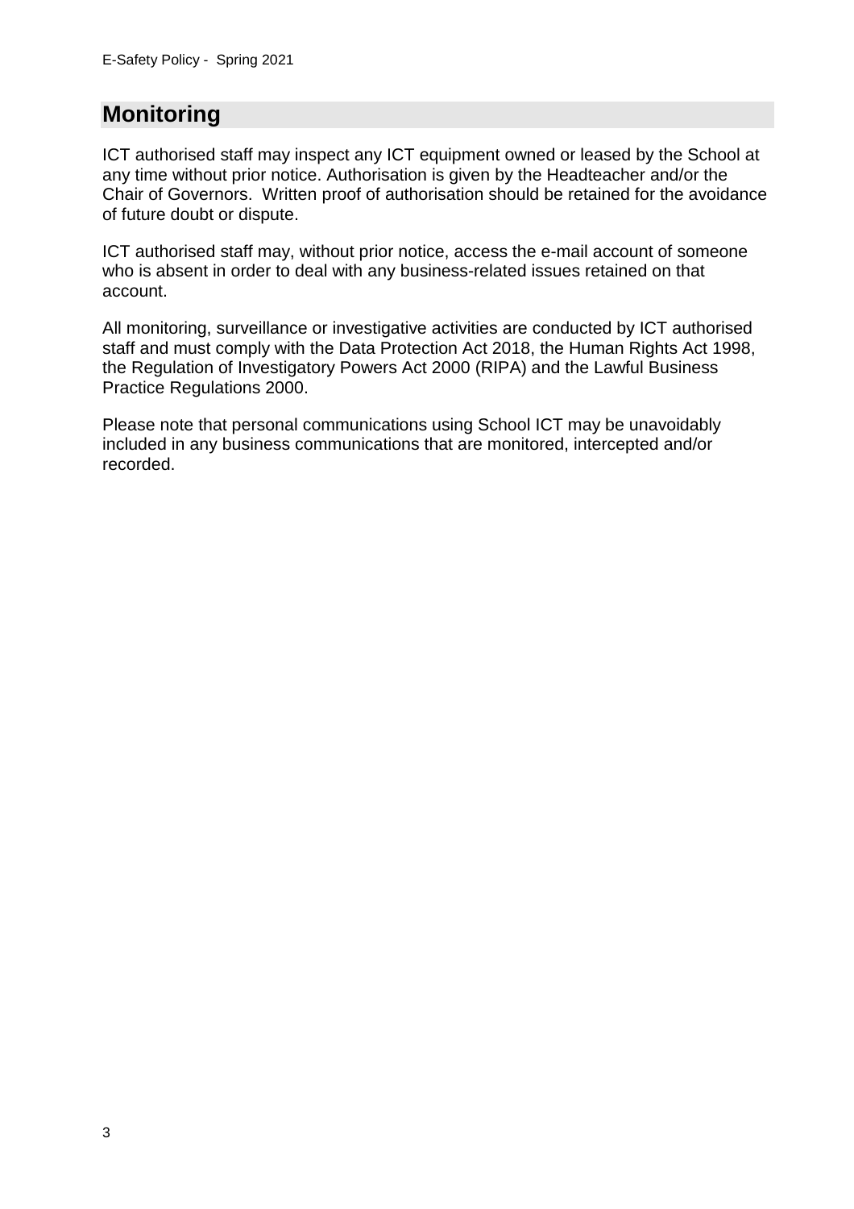## Monitoring

ICT authorised staff may inspect any ICT equipment owned or leased by the School at any time without prior notice. Authorisation is given by the Headteacher and/or the Chair of Governors. Written proof of authorisation should be retained for the avoidance of future doubt or dispute.

ICT authorised staff may, without prior notice, access the e-mail account of someone who is absent in order to deal with any business-related issues retained on that account.

All monitoring, surveillance or investigative activities are conducted by ICT authorised staff and must comply with the Data Protection Act 2018, the Human Rights Act 1998, the Regulation of Investigatory Powers Act 2000 (RIPA) and the Lawful Business Practice Regulations 2000.

Please note that personal communications using School ICT may be unavoidably included in any business communications that are monitored, intercepted and/or recorded.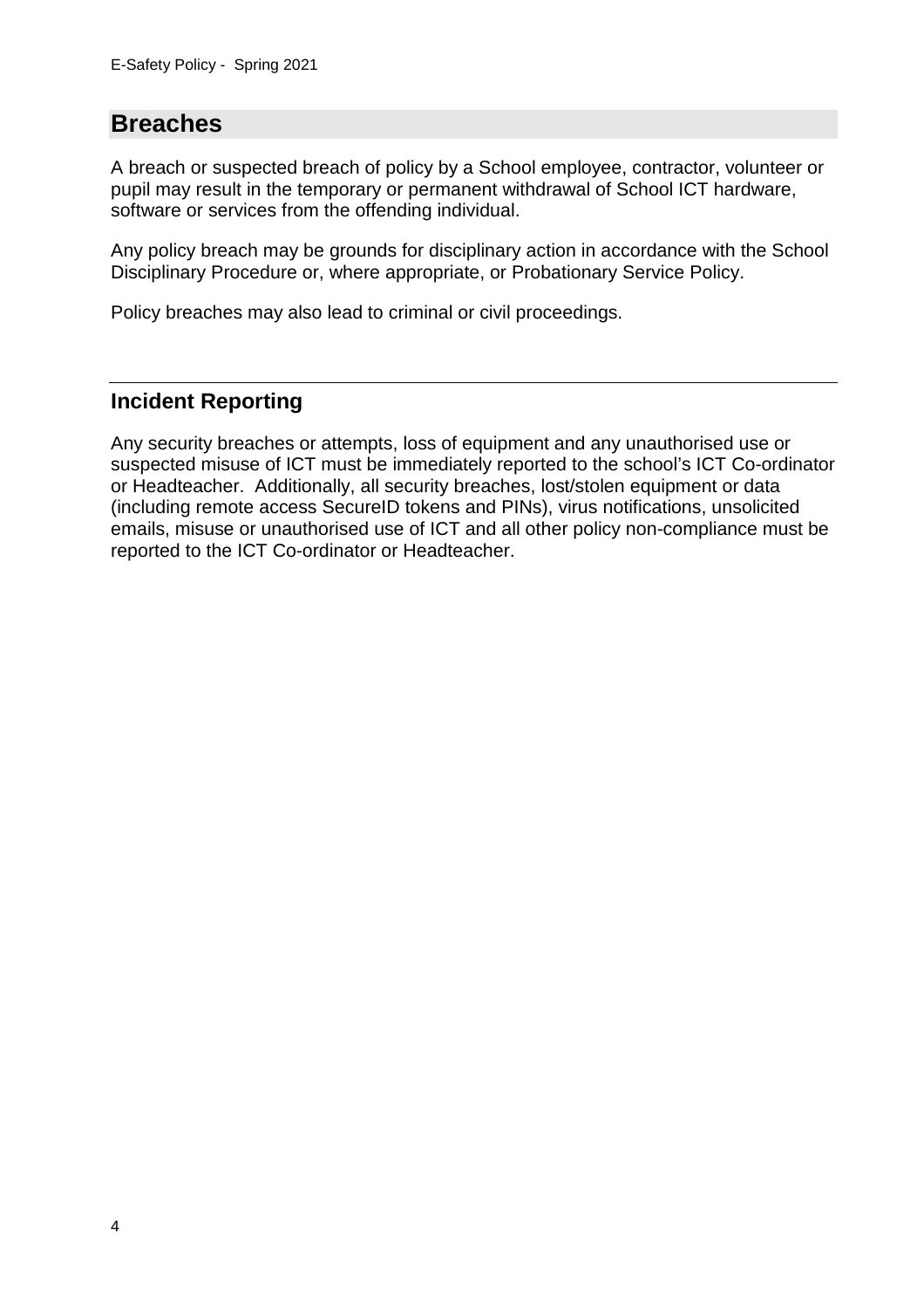## Breaches

A breach or suspected breach of policy by a School employee, contractor, volunteer or pupil may result in the temporary or permanent withdrawal of School ICT hardware, software or services from the offending individual.

Any policy breach may be grounds for disciplinary action in accordance with the School Disciplinary Procedure or, where appropriate, or Probationary Service Policy.

Policy breaches may also lead to criminal or civil proceedings.

---

## Incident Reporting

Any security breaches or attempts, loss of equipment and any unauthorised use or suspected misuse of ICT must be immediately reported to the school's ICT Co-ordinator or Headteacher. Additionally, all security breaches, lost/stolen equipment or data (including remote access SecureID tokens and PINs), virus notifications, unsolicited emails, misuse or unauthorised use of ICT and all other policy non-compliance must be reported to the ICT Co-ordinator or Headteacher.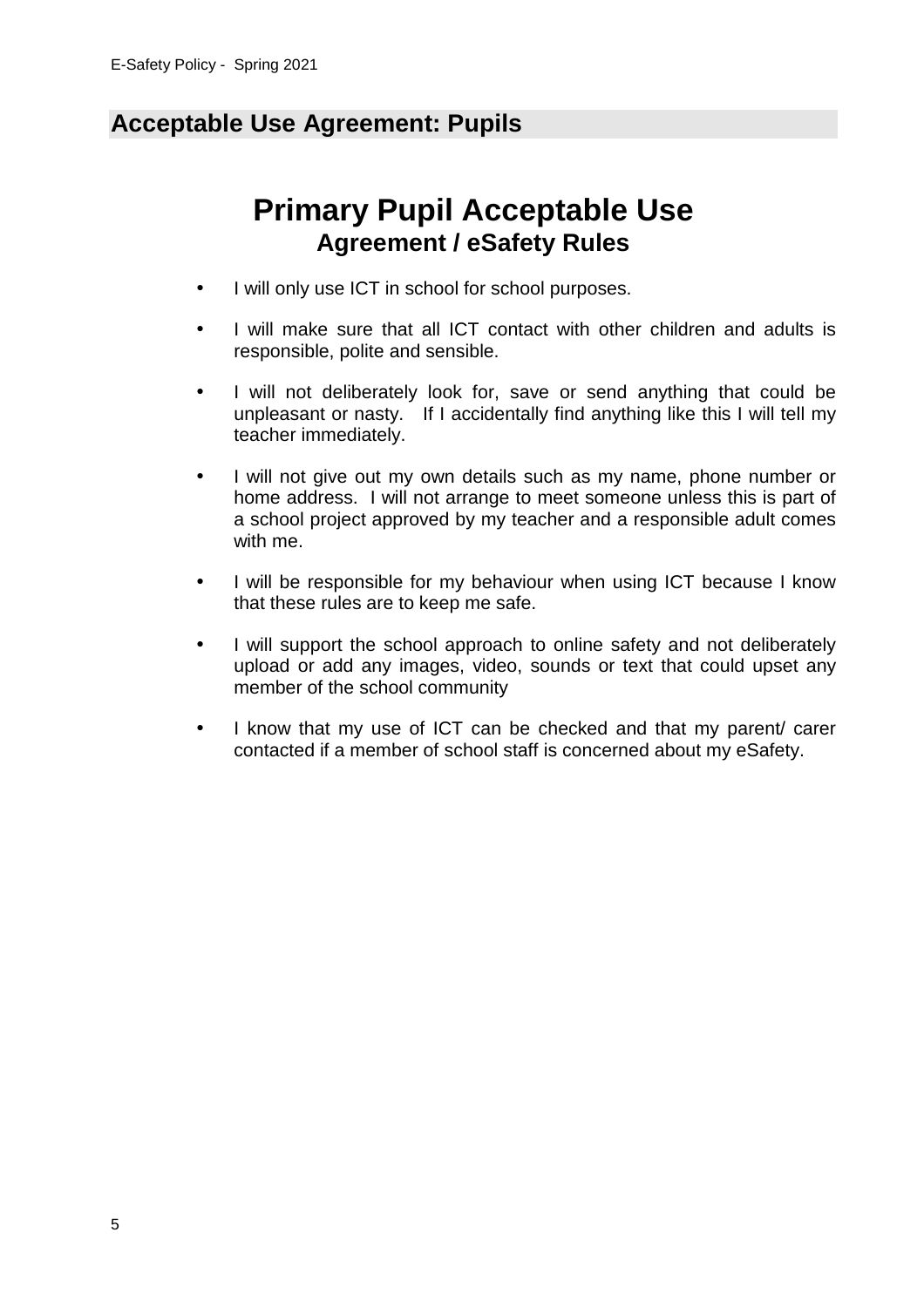## Acceptable Use Agreement: Pupils

# Primary Pupil Acceptable Use

### Agreement / eSafety Rules

- I will only use ICT in school for school purposes.
- I will make sure that all ICT contact with other children and adults is responsible, polite and sensible.
- I will not deliberately look for, save or send anything that could be unpleasant or nasty. If I accidentally find anything like this I will tell my teacher immediately.
- I will not give out my own details such as my name, phone number or home address. I will not arrange to meet someone unless this is part of a school project approved by my teacher and a responsible adult comes with me.
- I will be responsible for my behaviour when using ICT because I know that these rules are to keep me safe.
- I will support the school approach to online safety and not deliberately upload or add any images, video, sounds or text that could upset any member of the school community
- I know that my use of ICT can be checked and that my parent/ carer contacted if a member of school staff is concerned about my eSafety.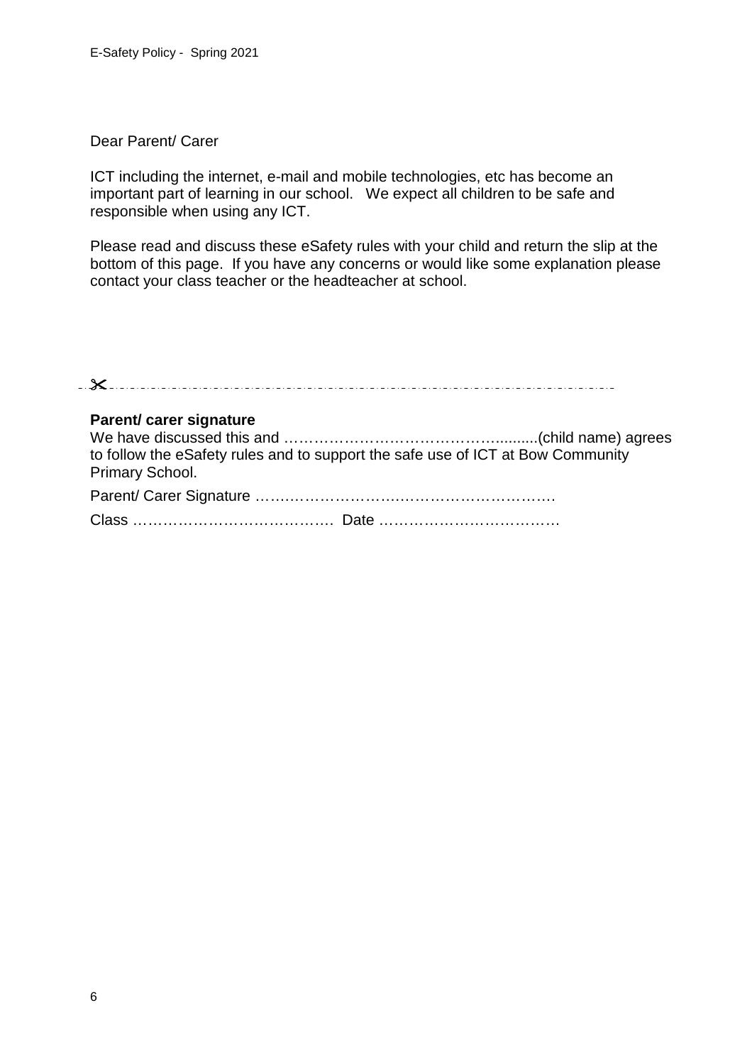Dear Parent/ Carer

ICT including the internet, e-mail and mobile technologies, etc has become an important part of learning in our school. We expect all children to be safe and responsible when using any ICT.

Please read and discuss these eSafety rules with your child and return the slip at the bottom of this page. If you have any concerns or would like some explanation please contact your class teacher or the headteacher at school.

✂- - - - - - - - - - - - - - - - - - - - - - - - - - - - - - - - - - - - - - - - - - - - - - - - - - - - - - - -

**Parent/ carer signature**

We have discussed this and ………………………………………..........(child name) agrees to follow the eSafety rules and to support the safe use of ICT at Bow Community Primary School.

Parent/ Carer Signature …….………………..…………………………….

Class …………………………………. Date ………………………………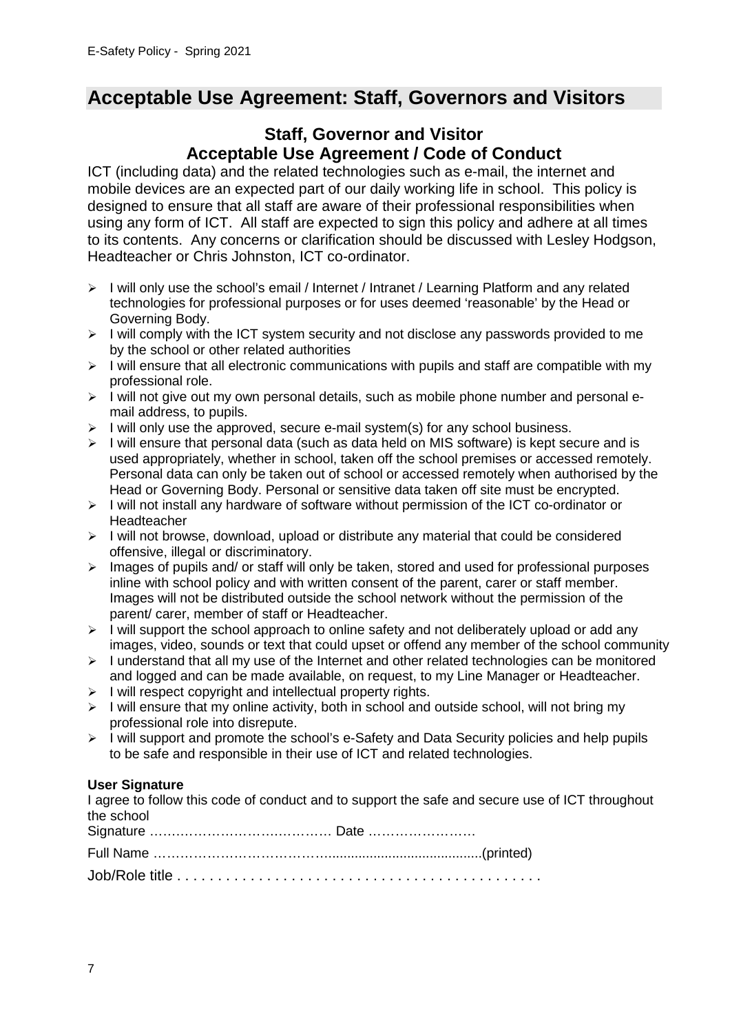## Acceptable Use Agreement: Staff, Governors and Visitors

### Staff, Governor and Visitor
### Acceptable Use Agreement / Code of Conduct

ICT (including data) and the related technologies such as e-mail, the internet and mobile devices are an expected part of our daily working life in school. This policy is designed to ensure that all staff are aware of their professional responsibilities when using any form of ICT. All staff are expected to sign this policy and adhere at all times to its contents. Any concerns or clarification should be discussed with Lesley Hodgson, Headteacher or Chris Johnston, ICT co-ordinator.

- I will only use the school's email / Internet / Intranet / Learning Platform and any related technologies for professional purposes or for uses deemed 'reasonable' by the Head or Governing Body.
- I will comply with the ICT system security and not disclose any passwords provided to me by the school or other related authorities
- I will ensure that all electronic communications with pupils and staff are compatible with my professional role.
- I will not give out my own personal details, such as mobile phone number and personal e-mail address, to pupils.
- I will only use the approved, secure e-mail system(s) for any school business.
- I will ensure that personal data (such as data held on MIS software) is kept secure and is used appropriately, whether in school, taken off the school premises or accessed remotely. Personal data can only be taken out of school or accessed remotely when authorised by the Head or Governing Body. Personal or sensitive data taken off site must be encrypted.
- I will not install any hardware of software without permission of the ICT co-ordinator or Headteacher
- I will not browse, download, upload or distribute any material that could be considered offensive, illegal or discriminatory.
- Images of pupils and/ or staff will only be taken, stored and used for professional purposes inline with school policy and with written consent of the parent, carer or staff member. Images will not be distributed outside the school network without the permission of the parent/ carer, member of staff or Headteacher.
- I will support the school approach to online safety and not deliberately upload or add any images, video, sounds or text that could upset or offend any member of the school community
- I understand that all my use of the Internet and other related technologies can be monitored and logged and can be made available, on request, to my Line Manager or Headteacher.
- I will respect copyright and intellectual property rights.
- I will ensure that my online activity, both in school and outside school, will not bring my professional role into disrepute.
- I will support and promote the school's e-Safety and Data Security policies and help pupils to be safe and responsible in their use of ICT and related technologies.

**User Signature**

I agree to follow this code of conduct and to support the safe and secure use of ICT throughout the school

Signature ………………………….………. Date ……………………

Full Name ………………………………….........................................(printed)

Job/Role title . . . . . . . . . . . . . . . . . . . . . . . . . . . . . . . . . . . . . . . . . . . .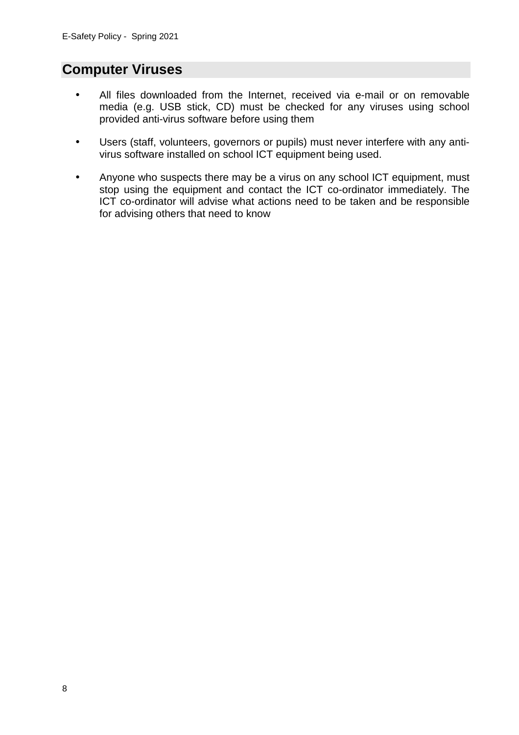## Computer Viruses

- All files downloaded from the Internet, received via e-mail or on removable media (e.g. USB stick, CD) must be checked for any viruses using school provided anti-virus software before using them
- Users (staff, volunteers, governors or pupils) must never interfere with any anti-virus software installed on school ICT equipment being used.
- Anyone who suspects there may be a virus on any school ICT equipment, must stop using the equipment and contact the ICT co-ordinator immediately. The ICT co-ordinator will advise what actions need to be taken and be responsible for advising others that need to know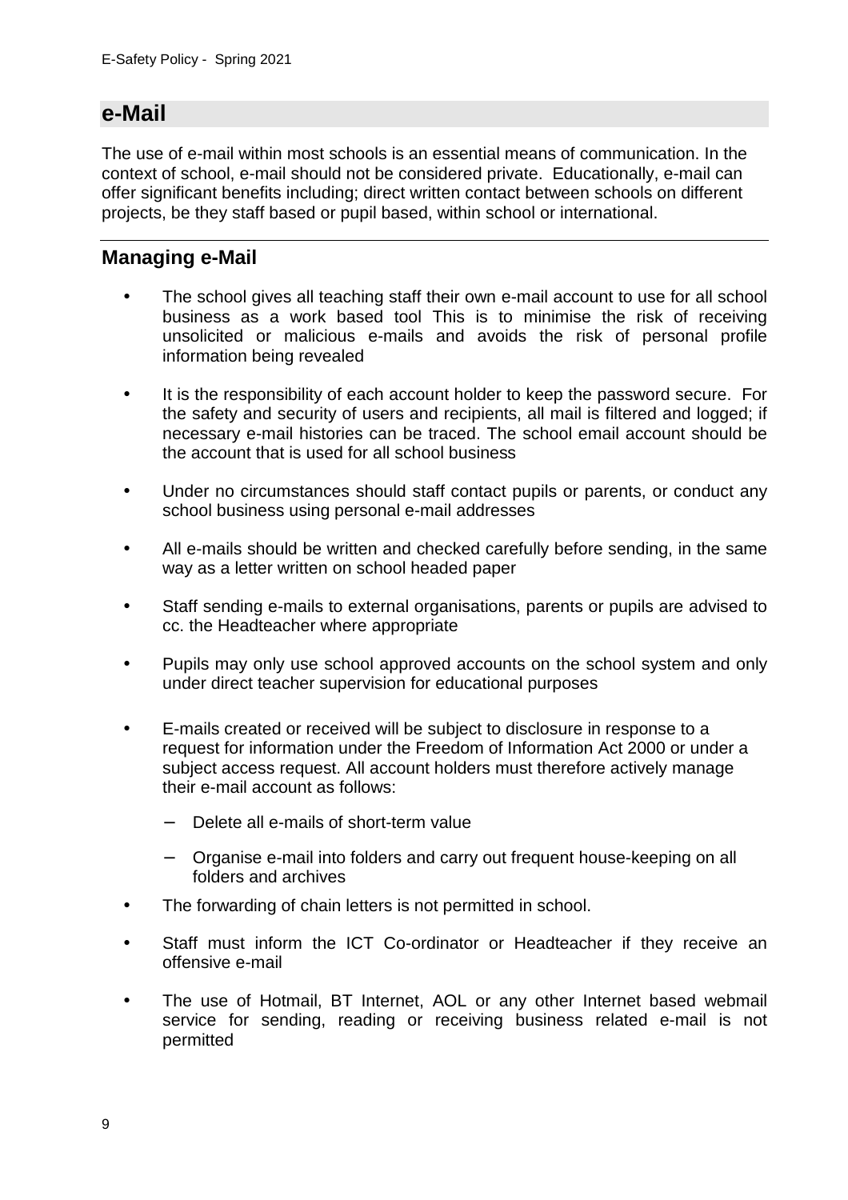## e-Mail

The use of e-mail within most schools is an essential means of communication. In the context of school, e-mail should not be considered private. Educationally, e-mail can offer significant benefits including; direct written contact between schools on different projects, be they staff based or pupil based, within school or international.

---

### Managing e-Mail

- The school gives all teaching staff their own e-mail account to use for all school business as a work based tool This is to minimise the risk of receiving unsolicited or malicious e-mails and avoids the risk of personal profile information being revealed
- It is the responsibility of each account holder to keep the password secure. For the safety and security of users and recipients, all mail is filtered and logged; if necessary e-mail histories can be traced. The school email account should be the account that is used for all school business
- Under no circumstances should staff contact pupils or parents, or conduct any school business using personal e-mail addresses
- All e-mails should be written and checked carefully before sending, in the same way as a letter written on school headed paper
- Staff sending e-mails to external organisations, parents or pupils are advised to cc. the Headteacher where appropriate
- Pupils may only use school approved accounts on the school system and only under direct teacher supervision for educational purposes
- E-mails created or received will be subject to disclosure in response to a request for information under the Freedom of Information Act 2000 or under a subject access request. All account holders must therefore actively manage their e-mail account as follows:
  - Delete all e-mails of short-term value
  - Organise e-mail into folders and carry out frequent house-keeping on all folders and archives
- The forwarding of chain letters is not permitted in school.
- Staff must inform the ICT Co-ordinator or Headteacher if they receive an offensive e-mail
- The use of Hotmail, BT Internet, AOL or any other Internet based webmail service for sending, reading or receiving business related e-mail is not permitted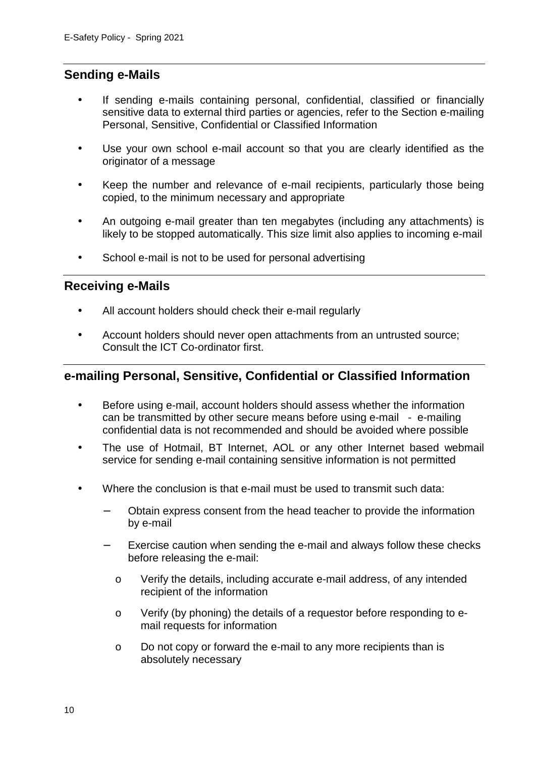## Sending e-Mails

- If sending e-mails containing personal, confidential, classified or financially sensitive data to external third parties or agencies, refer to the Section e-mailing Personal, Sensitive, Confidential or Classified Information
- Use your own school e-mail account so that you are clearly identified as the originator of a message
- Keep the number and relevance of e-mail recipients, particularly those being copied, to the minimum necessary and appropriate
- An outgoing e-mail greater than ten megabytes (including any attachments) is likely to be stopped automatically. This size limit also applies to incoming e-mail
- School e-mail is not to be used for personal advertising

## Receiving e-Mails

- All account holders should check their e-mail regularly
- Account holders should never open attachments from an untrusted source; Consult the ICT Co-ordinator first.

## e-mailing Personal, Sensitive, Confidential or Classified Information

- Before using e-mail, account holders should assess whether the information can be transmitted by other secure means before using e-mail - e-mailing confidential data is not recommended and should be avoided where possible
- The use of Hotmail, BT Internet, AOL or any other Internet based webmail service for sending e-mail containing sensitive information is not permitted
- Where the conclusion is that e-mail must be used to transmit such data:
  - Obtain express consent from the head teacher to provide the information by e-mail
  - Exercise caution when sending the e-mail and always follow these checks before releasing the e-mail:
    - Verify the details, including accurate e-mail address, of any intended recipient of the information
    - Verify (by phoning) the details of a requestor before responding to e-mail requests for information
    - Do not copy or forward the e-mail to any more recipients than is absolutely necessary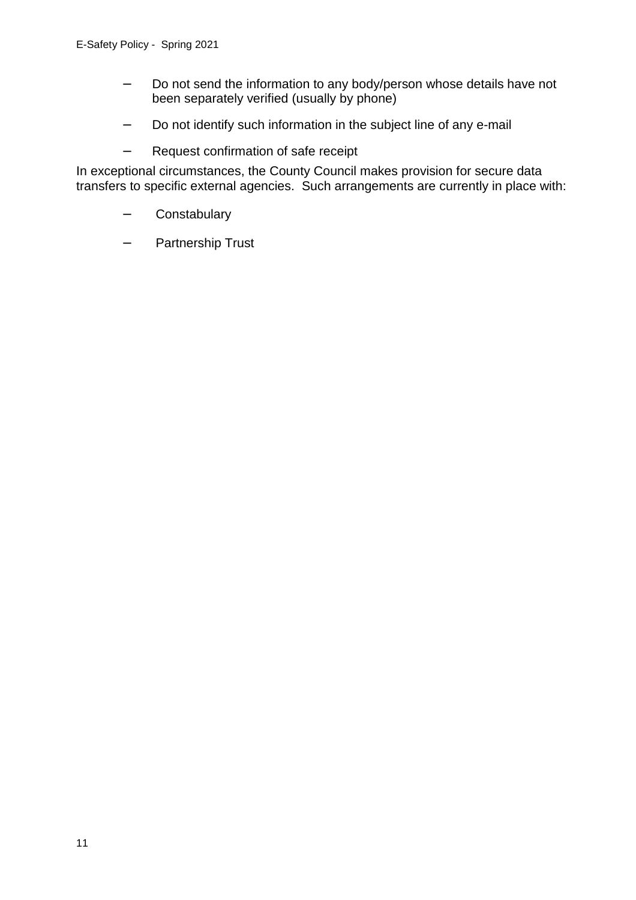- Do not send the information to any body/person whose details have not been separately verified (usually by phone)
- Do not identify such information in the subject line of any e-mail
- Request confirmation of safe receipt

In exceptional circumstances, the County Council makes provision for secure data transfers to specific external agencies. Such arrangements are currently in place with:

- Constabulary
- Partnership Trust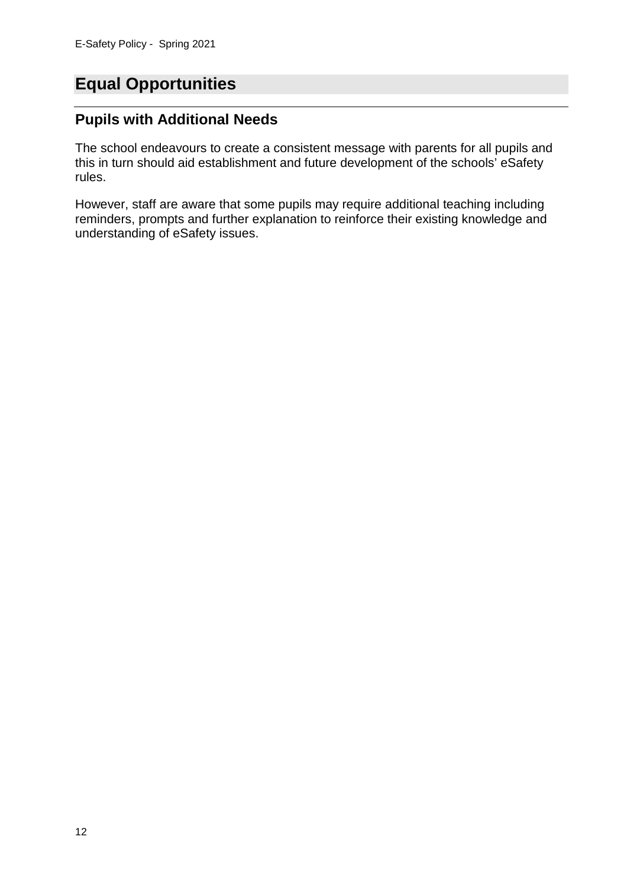# Equal Opportunities

## Pupils with Additional Needs

The school endeavours to create a consistent message with parents for all pupils and this in turn should aid establishment and future development of the schools' eSafety rules.

However, staff are aware that some pupils may require additional teaching including reminders, prompts and further explanation to reinforce their existing knowledge and understanding of eSafety issues.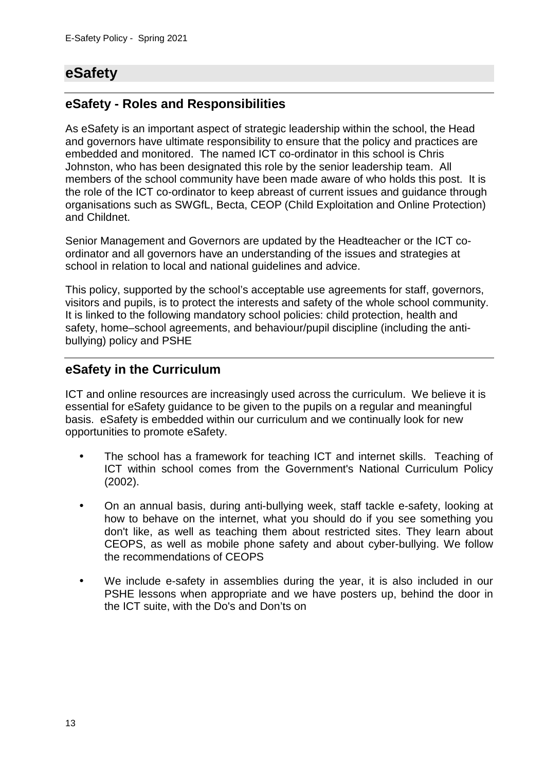# eSafety

## eSafety - Roles and Responsibilities

As eSafety is an important aspect of strategic leadership within the school, the Head and governors have ultimate responsibility to ensure that the policy and practices are embedded and monitored. The named ICT co-ordinator in this school is Chris Johnston, who has been designated this role by the senior leadership team. All members of the school community have been made aware of who holds this post. It is the role of the ICT co-ordinator to keep abreast of current issues and guidance through organisations such as SWGfL, Becta, CEOP (Child Exploitation and Online Protection) and Childnet.

Senior Management and Governors are updated by the Headteacher or the ICT co-ordinator and all governors have an understanding of the issues and strategies at school in relation to local and national guidelines and advice.

This policy, supported by the school's acceptable use agreements for staff, governors, visitors and pupils, is to protect the interests and safety of the whole school community. It is linked to the following mandatory school policies: child protection, health and safety, home–school agreements, and behaviour/pupil discipline (including the anti-bullying) policy and PSHE

## eSafety in the Curriculum

ICT and online resources are increasingly used across the curriculum. We believe it is essential for eSafety guidance to be given to the pupils on a regular and meaningful basis. eSafety is embedded within our curriculum and we continually look for new opportunities to promote eSafety.

- The school has a framework for teaching ICT and internet skills. Teaching of ICT within school comes from the Government's National Curriculum Policy (2002).
- On an annual basis, during anti-bullying week, staff tackle e-safety, looking at how to behave on the internet, what you should do if you see something you don't like, as well as teaching them about restricted sites. They learn about CEOPS, as well as mobile phone safety and about cyber-bullying. We follow the recommendations of CEOPS
- We include e-safety in assemblies during the year, it is also included in our PSHE lessons when appropriate and we have posters up, behind the door in the ICT suite, with the Do's and Don'ts on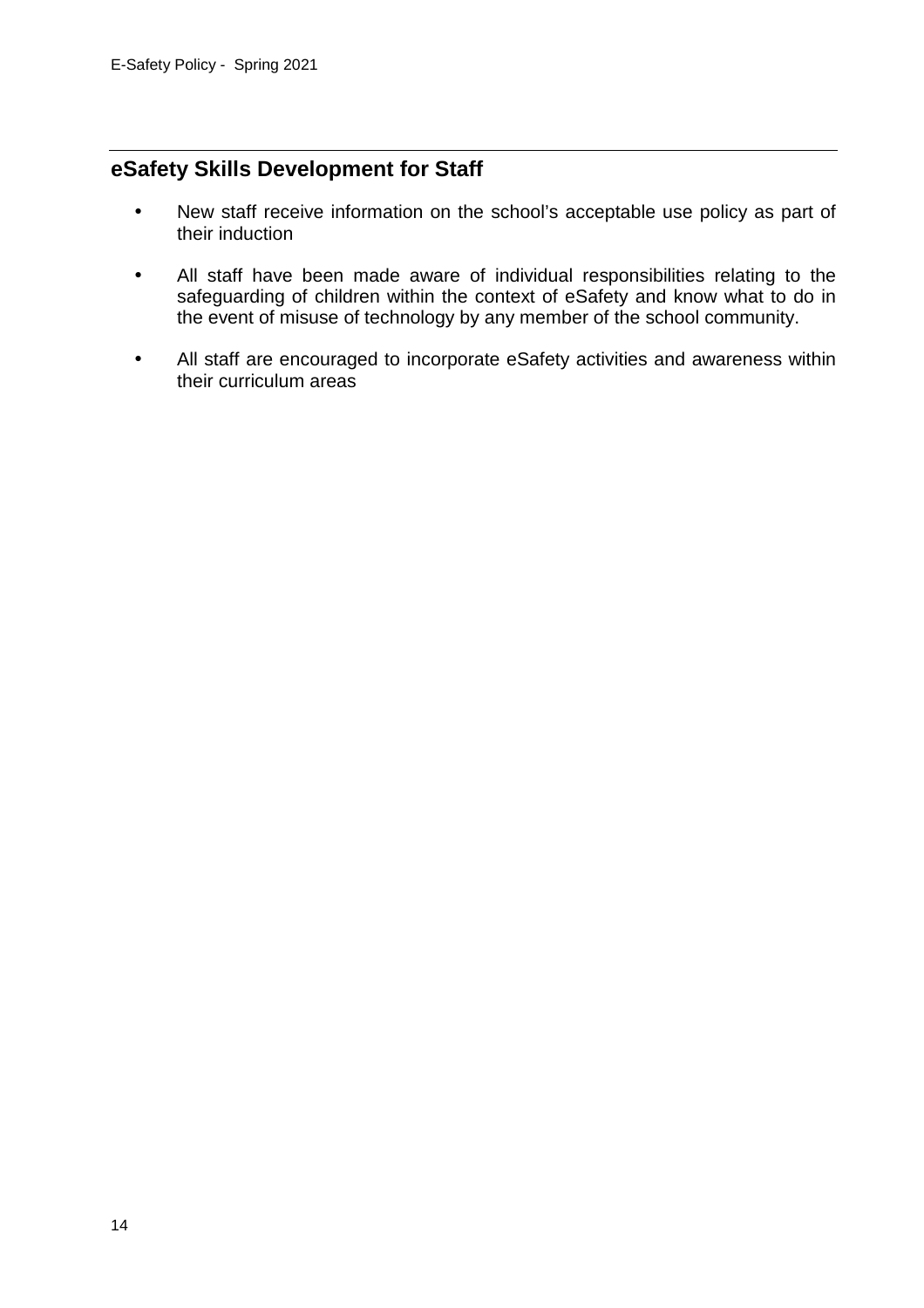## eSafety Skills Development for Staff

- New staff receive information on the school's acceptable use policy as part of their induction
- All staff have been made aware of individual responsibilities relating to the safeguarding of children within the context of eSafety and know what to do in the event of misuse of technology by any member of the school community.
- All staff are encouraged to incorporate eSafety activities and awareness within their curriculum areas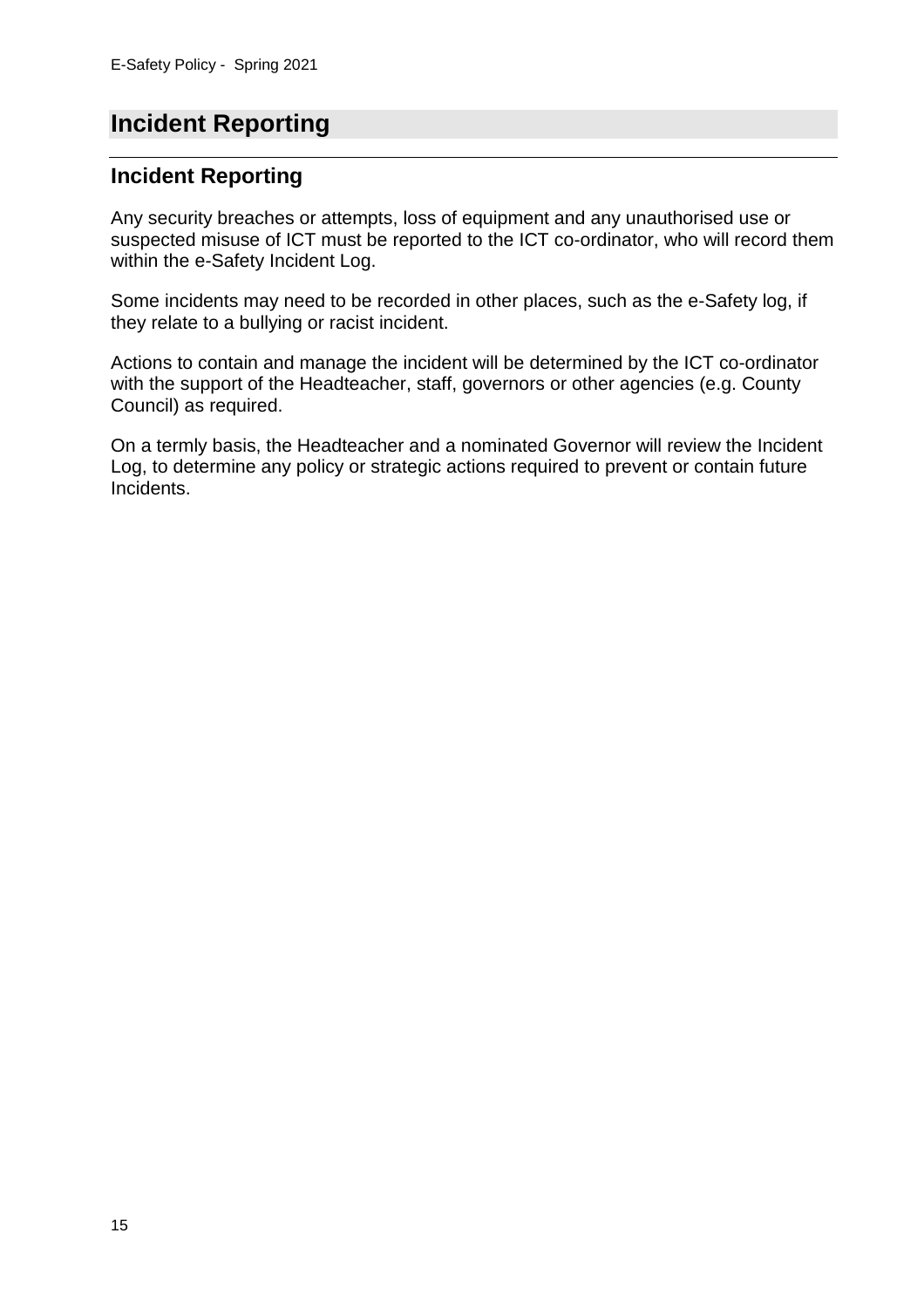# Incident Reporting

## Incident Reporting

Any security breaches or attempts, loss of equipment and any unauthorised use or suspected misuse of ICT must be reported to the ICT co-ordinator, who will record them within the e-Safety Incident Log.

Some incidents may need to be recorded in other places, such as the e-Safety log, if they relate to a bullying or racist incident.

Actions to contain and manage the incident will be determined by the ICT co-ordinator with the support of the Headteacher, staff, governors or other agencies (e.g. County Council) as required.

On a termly basis, the Headteacher and a nominated Governor will review the Incident Log, to determine any policy or strategic actions required to prevent or contain future Incidents.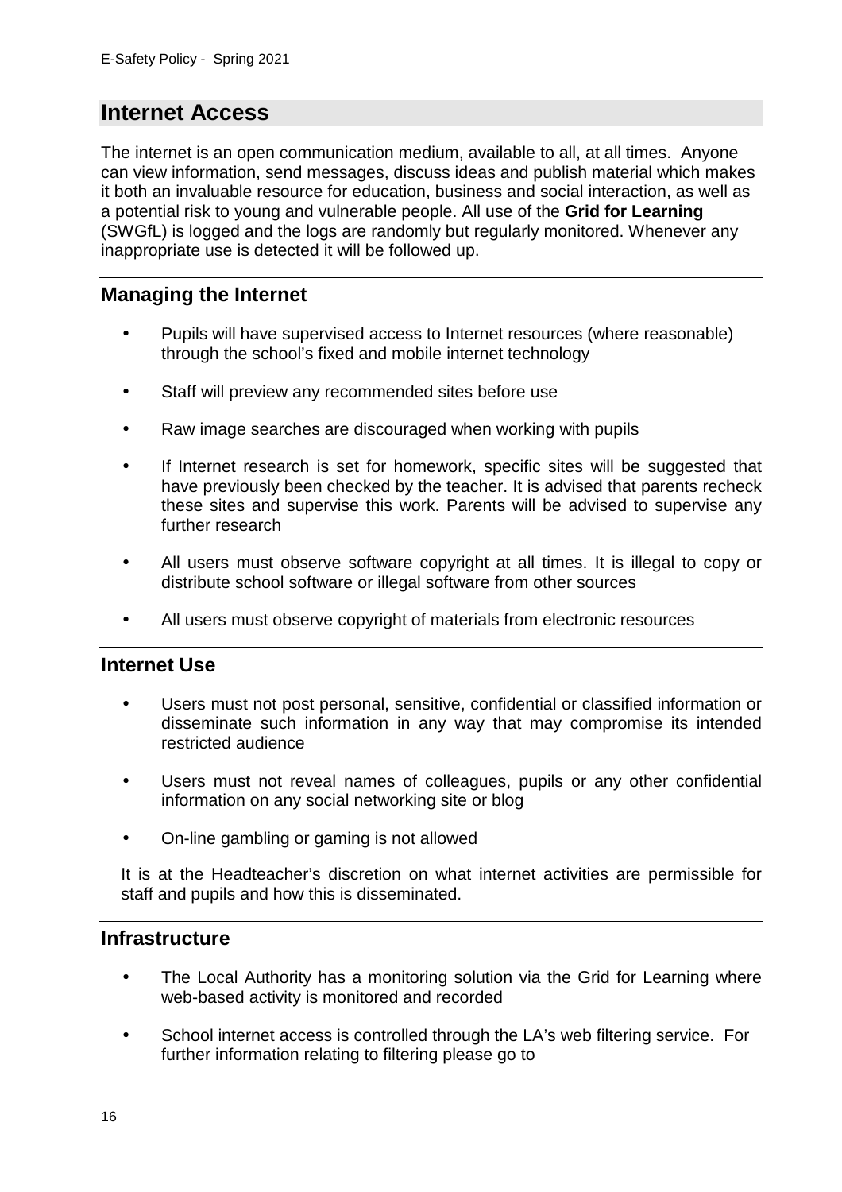## Internet Access

The internet is an open communication medium, available to all, at all times. Anyone can view information, send messages, discuss ideas and publish material which makes it both an invaluable resource for education, business and social interaction, as well as a potential risk to young and vulnerable people. All use of the **Grid for Learning** (SWGfL) is logged and the logs are randomly but regularly monitored. Whenever any inappropriate use is detected it will be followed up.

### Managing the Internet

- Pupils will have supervised access to Internet resources (where reasonable) through the school's fixed and mobile internet technology
- Staff will preview any recommended sites before use
- Raw image searches are discouraged when working with pupils
- If Internet research is set for homework, specific sites will be suggested that have previously been checked by the teacher. It is advised that parents recheck these sites and supervise this work. Parents will be advised to supervise any further research
- All users must observe software copyright at all times. It is illegal to copy or distribute school software or illegal software from other sources
- All users must observe copyright of materials from electronic resources

### Internet Use

- Users must not post personal, sensitive, confidential or classified information or disseminate such information in any way that may compromise its intended restricted audience
- Users must not reveal names of colleagues, pupils or any other confidential information on any social networking site or blog
- On-line gambling or gaming is not allowed

It is at the Headteacher's discretion on what internet activities are permissible for staff and pupils and how this is disseminated.

### Infrastructure

- The Local Authority has a monitoring solution via the Grid for Learning where web-based activity is monitored and recorded
- School internet access is controlled through the LA's web filtering service. For further information relating to filtering please go to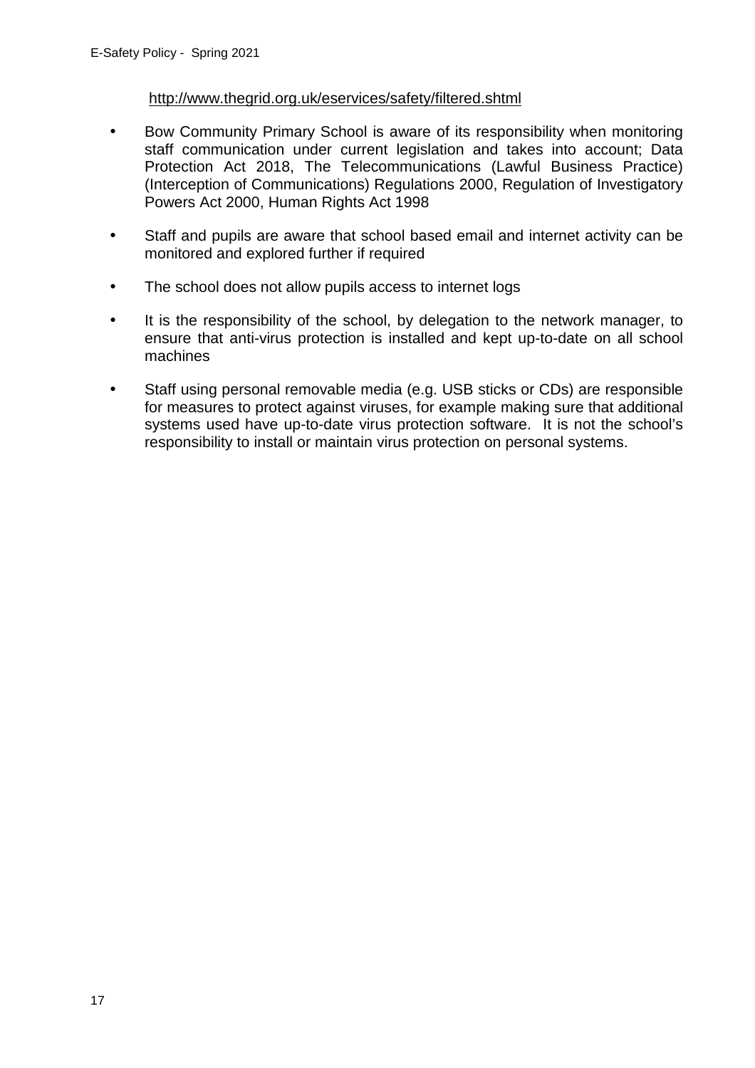http://www.thegrid.org.uk/eservices/safety/filtered.shtml

- Bow Community Primary School is aware of its responsibility when monitoring staff communication under current legislation and takes into account; Data Protection Act 2018, The Telecommunications (Lawful Business Practice) (Interception of Communications) Regulations 2000, Regulation of Investigatory Powers Act 2000, Human Rights Act 1998

- Staff and pupils are aware that school based email and internet activity can be monitored and explored further if required

- The school does not allow pupils access to internet logs

- It is the responsibility of the school, by delegation to the network manager, to ensure that anti-virus protection is installed and kept up-to-date on all school machines

- Staff using personal removable media (e.g. USB sticks or CDs) are responsible for measures to protect against viruses, for example making sure that additional systems used have up-to-date virus protection software. It is not the school's responsibility to install or maintain virus protection on personal systems.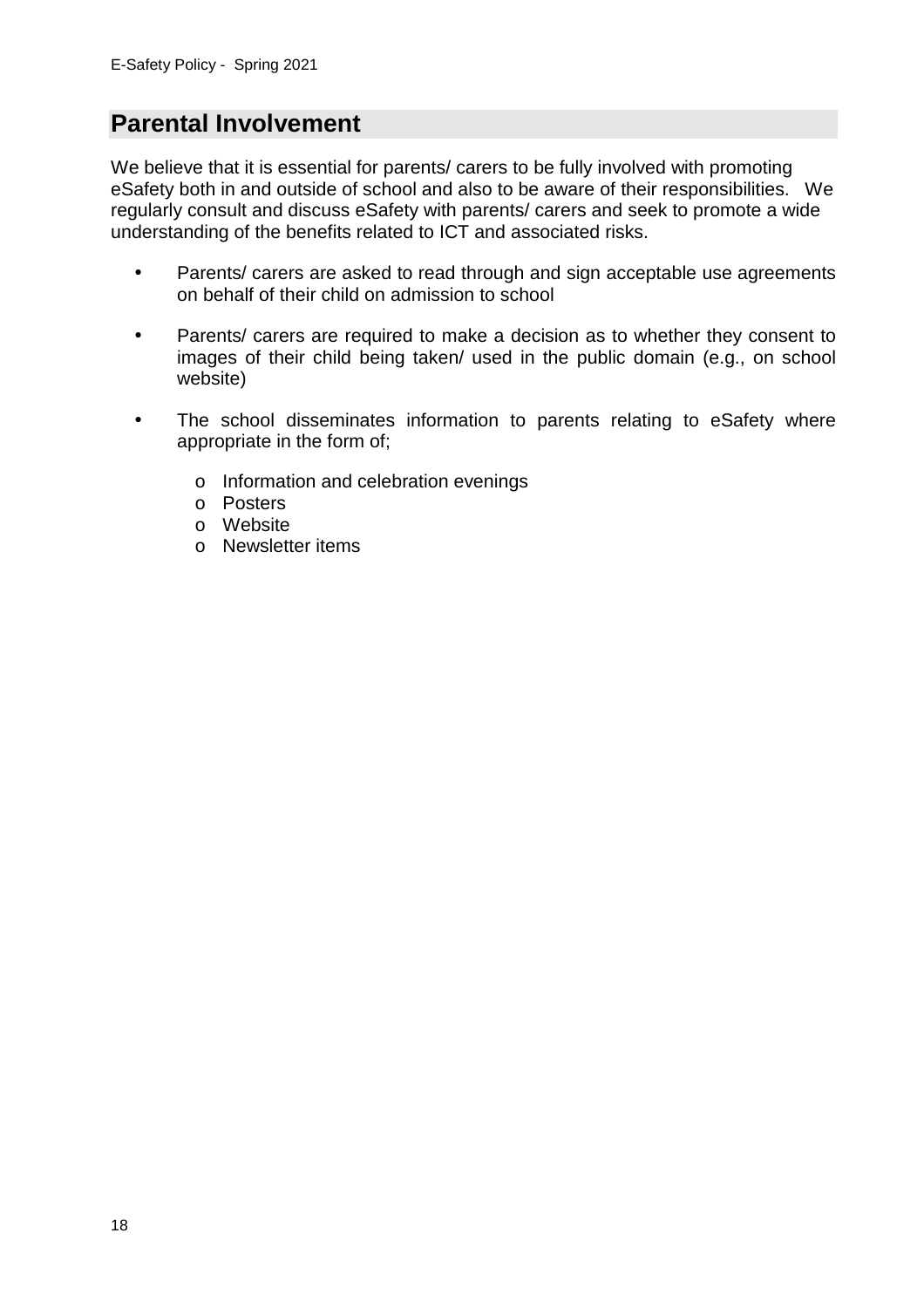## Parental Involvement

We believe that it is essential for parents/ carers to be fully involved with promoting eSafety both in and outside of school and also to be aware of their responsibilities. We regularly consult and discuss eSafety with parents/ carers and seek to promote a wide understanding of the benefits related to ICT and associated risks.

- Parents/ carers are asked to read through and sign acceptable use agreements on behalf of their child on admission to school
- Parents/ carers are required to make a decision as to whether they consent to images of their child being taken/ used in the public domain (e.g., on school website)
- The school disseminates information to parents relating to eSafety where appropriate in the form of;
  - Information and celebration evenings
  - Posters
  - Website
  - Newsletter items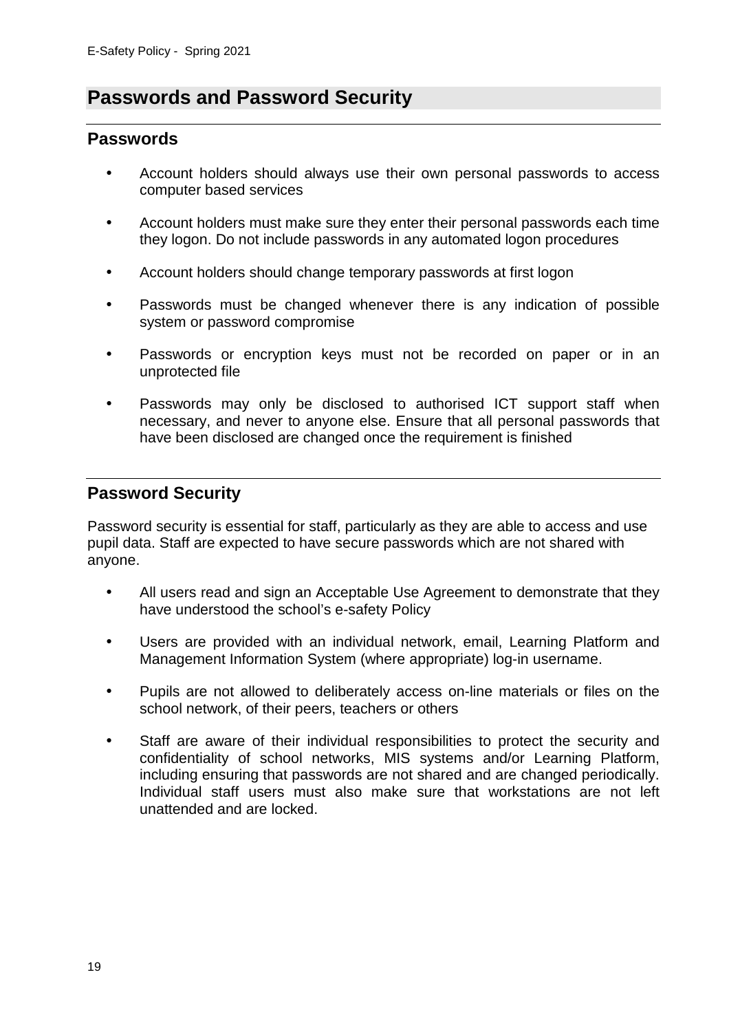## Passwords and Password Security

### Passwords

- Account holders should always use their own personal passwords to access computer based services
- Account holders must make sure they enter their personal passwords each time they logon. Do not include passwords in any automated logon procedures
- Account holders should change temporary passwords at first logon
- Passwords must be changed whenever there is any indication of possible system or password compromise
- Passwords or encryption keys must not be recorded on paper or in an unprotected file
- Passwords may only be disclosed to authorised ICT support staff when necessary, and never to anyone else. Ensure that all personal passwords that have been disclosed are changed once the requirement is finished

### Password Security

Password security is essential for staff, particularly as they are able to access and use pupil data. Staff are expected to have secure passwords which are not shared with anyone.

- All users read and sign an Acceptable Use Agreement to demonstrate that they have understood the school's e-safety Policy
- Users are provided with an individual network, email, Learning Platform and Management Information System (where appropriate) log-in username.
- Pupils are not allowed to deliberately access on-line materials or files on the school network, of their peers, teachers or others
- Staff are aware of their individual responsibilities to protect the security and confidentiality of school networks, MIS systems and/or Learning Platform, including ensuring that passwords are not shared and are changed periodically. Individual staff users must also make sure that workstations are not left unattended and are locked.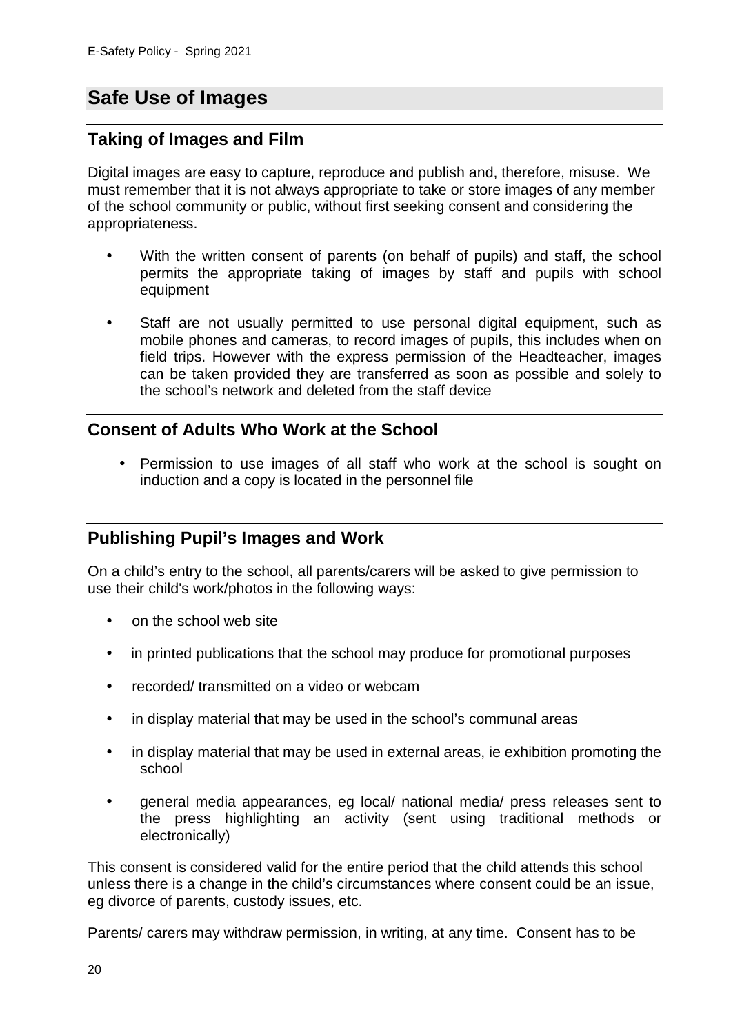## Safe Use of Images

### Taking of Images and Film

Digital images are easy to capture, reproduce and publish and, therefore, misuse. We must remember that it is not always appropriate to take or store images of any member of the school community or public, without first seeking consent and considering the appropriateness.

- With the written consent of parents (on behalf of pupils) and staff, the school permits the appropriate taking of images by staff and pupils with school equipment
- Staff are not usually permitted to use personal digital equipment, such as mobile phones and cameras, to record images of pupils, this includes when on field trips. However with the express permission of the Headteacher, images can be taken provided they are transferred as soon as possible and solely to the school's network and deleted from the staff device

### Consent of Adults Who Work at the School

- Permission to use images of all staff who work at the school is sought on induction and a copy is located in the personnel file

### Publishing Pupil's Images and Work

On a child's entry to the school, all parents/carers will be asked to give permission to use their child's work/photos in the following ways:

- on the school web site
- in printed publications that the school may produce for promotional purposes
- recorded/ transmitted on a video or webcam
- in display material that may be used in the school's communal areas
- in display material that may be used in external areas, ie exhibition promoting the school
- general media appearances, eg local/ national media/ press releases sent to the press highlighting an activity (sent using traditional methods or electronically)

This consent is considered valid for the entire period that the child attends this school unless there is a change in the child's circumstances where consent could be an issue, eg divorce of parents, custody issues, etc.

Parents/ carers may withdraw permission, in writing, at any time. Consent has to be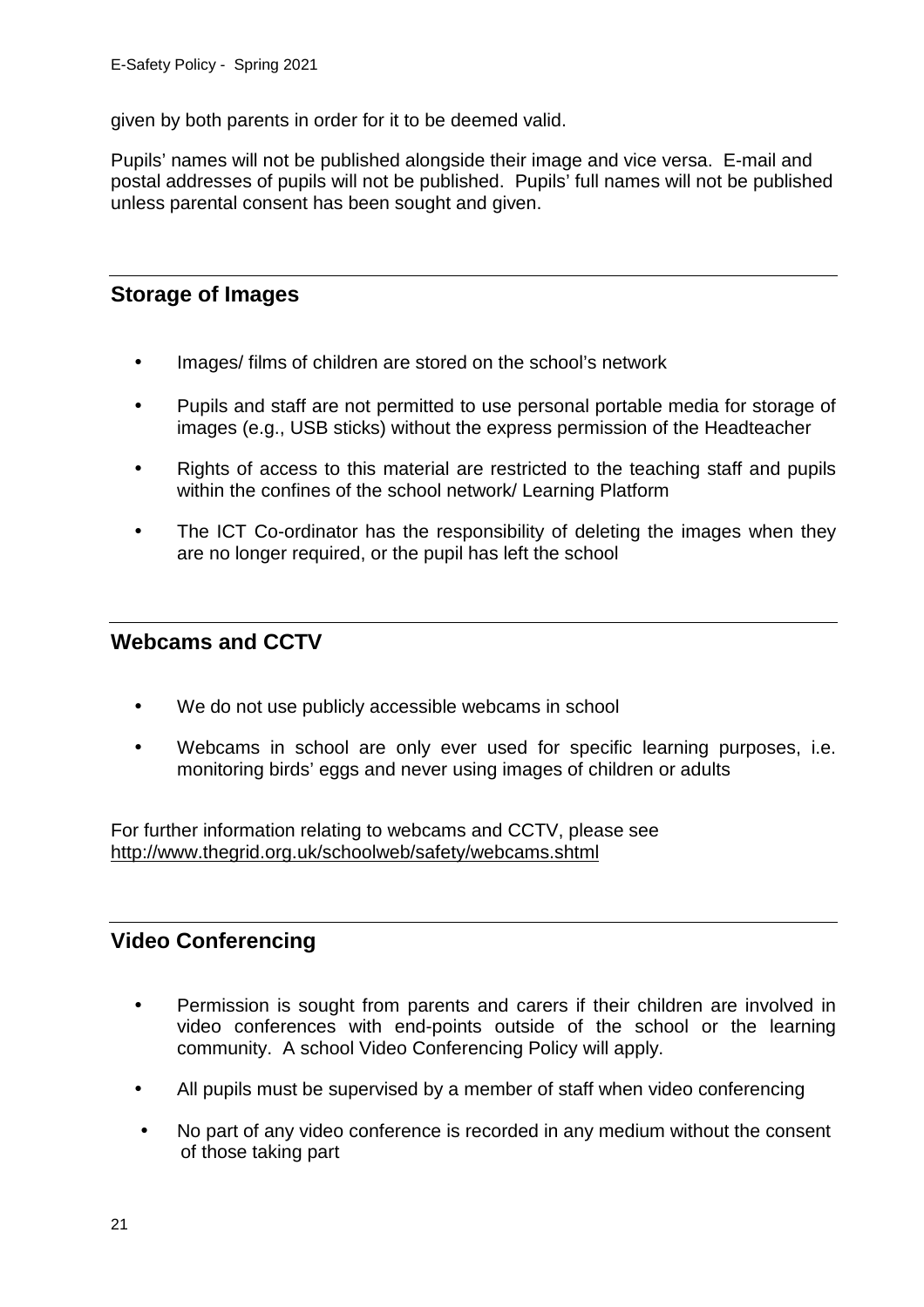given by both parents in order for it to be deemed valid.

Pupils' names will not be published alongside their image and vice versa. E-mail and postal addresses of pupils will not be published. Pupils' full names will not be published unless parental consent has been sought and given.

## Storage of Images

- Images/ films of children are stored on the school's network
- Pupils and staff are not permitted to use personal portable media for storage of images (e.g., USB sticks) without the express permission of the Headteacher
- Rights of access to this material are restricted to the teaching staff and pupils within the confines of the school network/ Learning Platform
- The ICT Co-ordinator has the responsibility of deleting the images when they are no longer required, or the pupil has left the school

## Webcams and CCTV

- We do not use publicly accessible webcams in school
- Webcams in school are only ever used for specific learning purposes, i.e. monitoring birds' eggs and never using images of children or adults

For further information relating to webcams and CCTV, please see http://www.thegrid.org.uk/schoolweb/safety/webcams.shtml

## Video Conferencing

- Permission is sought from parents and carers if their children are involved in video conferences with end-points outside of the school or the learning community. A school Video Conferencing Policy will apply.
- All pupils must be supervised by a member of staff when video conferencing
- No part of any video conference is recorded in any medium without the consent of those taking part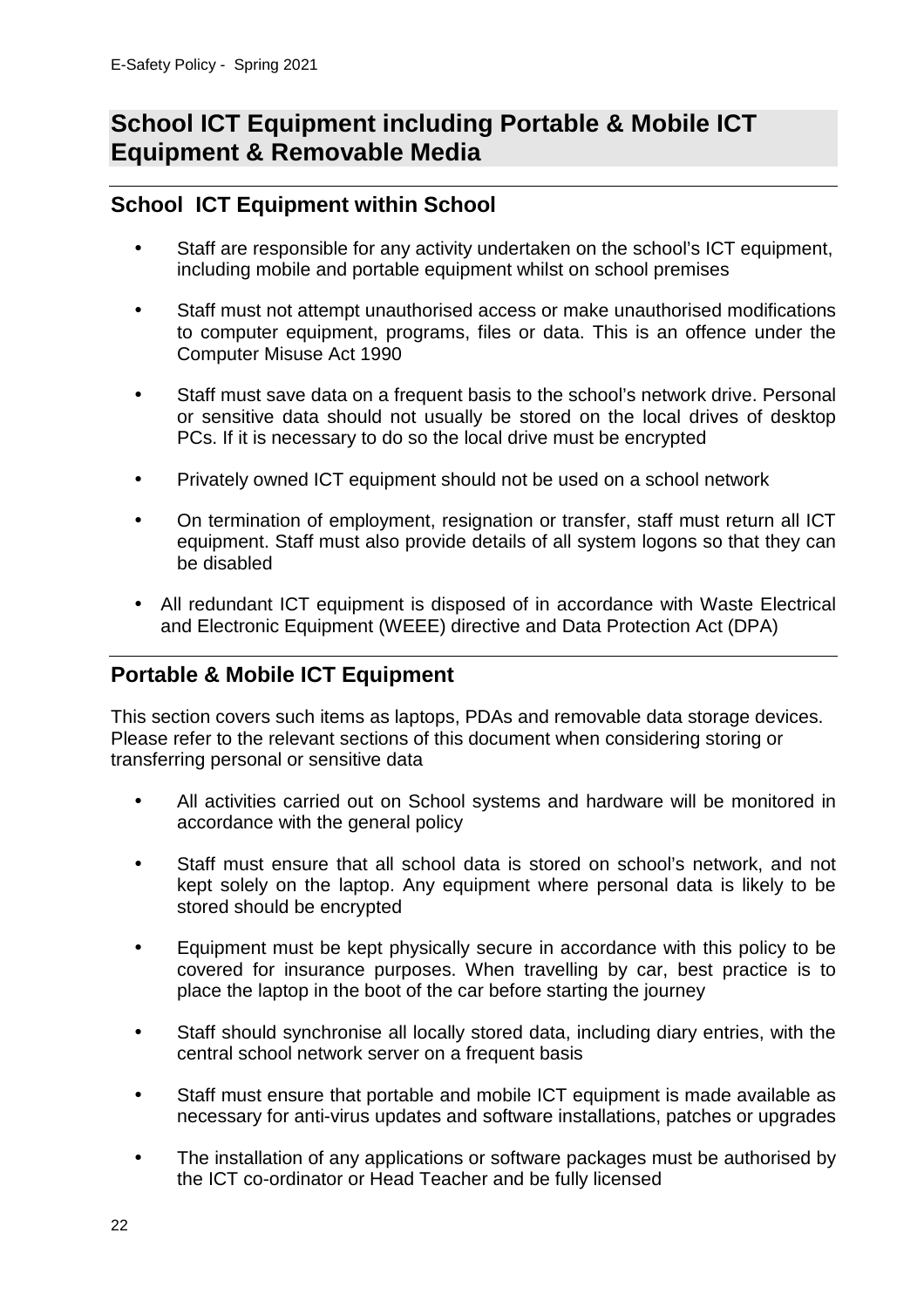## School ICT Equipment including Portable & Mobile ICT Equipment & Removable Media

### School ICT Equipment within School

- Staff are responsible for any activity undertaken on the school's ICT equipment, including mobile and portable equipment whilst on school premises
- Staff must not attempt unauthorised access or make unauthorised modifications to computer equipment, programs, files or data. This is an offence under the Computer Misuse Act 1990
- Staff must save data on a frequent basis to the school's network drive. Personal or sensitive data should not usually be stored on the local drives of desktop PCs. If it is necessary to do so the local drive must be encrypted
- Privately owned ICT equipment should not be used on a school network
- On termination of employment, resignation or transfer, staff must return all ICT equipment. Staff must also provide details of all system logons so that they can be disabled
- All redundant ICT equipment is disposed of in accordance with Waste Electrical and Electronic Equipment (WEEE) directive and Data Protection Act (DPA)

### Portable & Mobile ICT Equipment

This section covers such items as laptops, PDAs and removable data storage devices. Please refer to the relevant sections of this document when considering storing or transferring personal or sensitive data

- All activities carried out on School systems and hardware will be monitored in accordance with the general policy
- Staff must ensure that all school data is stored on school's network, and not kept solely on the laptop. Any equipment where personal data is likely to be stored should be encrypted
- Equipment must be kept physically secure in accordance with this policy to be covered for insurance purposes. When travelling by car, best practice is to place the laptop in the boot of the car before starting the journey
- Staff should synchronise all locally stored data, including diary entries, with the central school network server on a frequent basis
- Staff must ensure that portable and mobile ICT equipment is made available as necessary for anti-virus updates and software installations, patches or upgrades
- The installation of any applications or software packages must be authorised by the ICT co-ordinator or Head Teacher and be fully licensed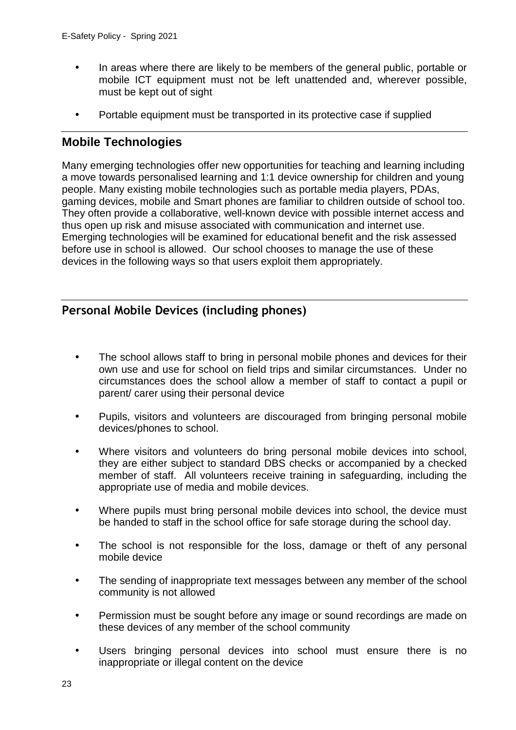- In areas where there are likely to be members of the general public, portable or mobile ICT equipment must not be left unattended and, wherever possible, must be kept out of sight
- Portable equipment must be transported in its protective case if supplied

## Mobile Technologies

Many emerging technologies offer new opportunities for teaching and learning including a move towards personalised learning and 1:1 device ownership for children and young people. Many existing mobile technologies such as portable media players, PDAs, gaming devices, mobile and Smart phones are familiar to children outside of school too. They often provide a collaborative, well-known device with possible internet access and thus open up risk and misuse associated with communication and internet use. Emerging technologies will be examined for educational benefit and the risk assessed before use in school is allowed. Our school chooses to manage the use of these devices in the following ways so that users exploit them appropriately.

## Personal Mobile Devices (including phones)

- The school allows staff to bring in personal mobile phones and devices for their own use and use for school on field trips and similar circumstances. Under no circumstances does the school allow a member of staff to contact a pupil or parent/ carer using their personal device
- Pupils, visitors and volunteers are discouraged from bringing personal mobile devices/phones to school.
- Where visitors and volunteers do bring personal mobile devices into school, they are either subject to standard DBS checks or accompanied by a checked member of staff. All volunteers receive training in safeguarding, including the appropriate use of media and mobile devices.
- Where pupils must bring personal mobile devices into school, the device must be handed to staff in the school office for safe storage during the school day.
- The school is not responsible for the loss, damage or theft of any personal mobile device
- The sending of inappropriate text messages between any member of the school community is not allowed
- Permission must be sought before any image or sound recordings are made on these devices of any member of the school community
- Users bringing personal devices into school must ensure there is no inappropriate or illegal content on the device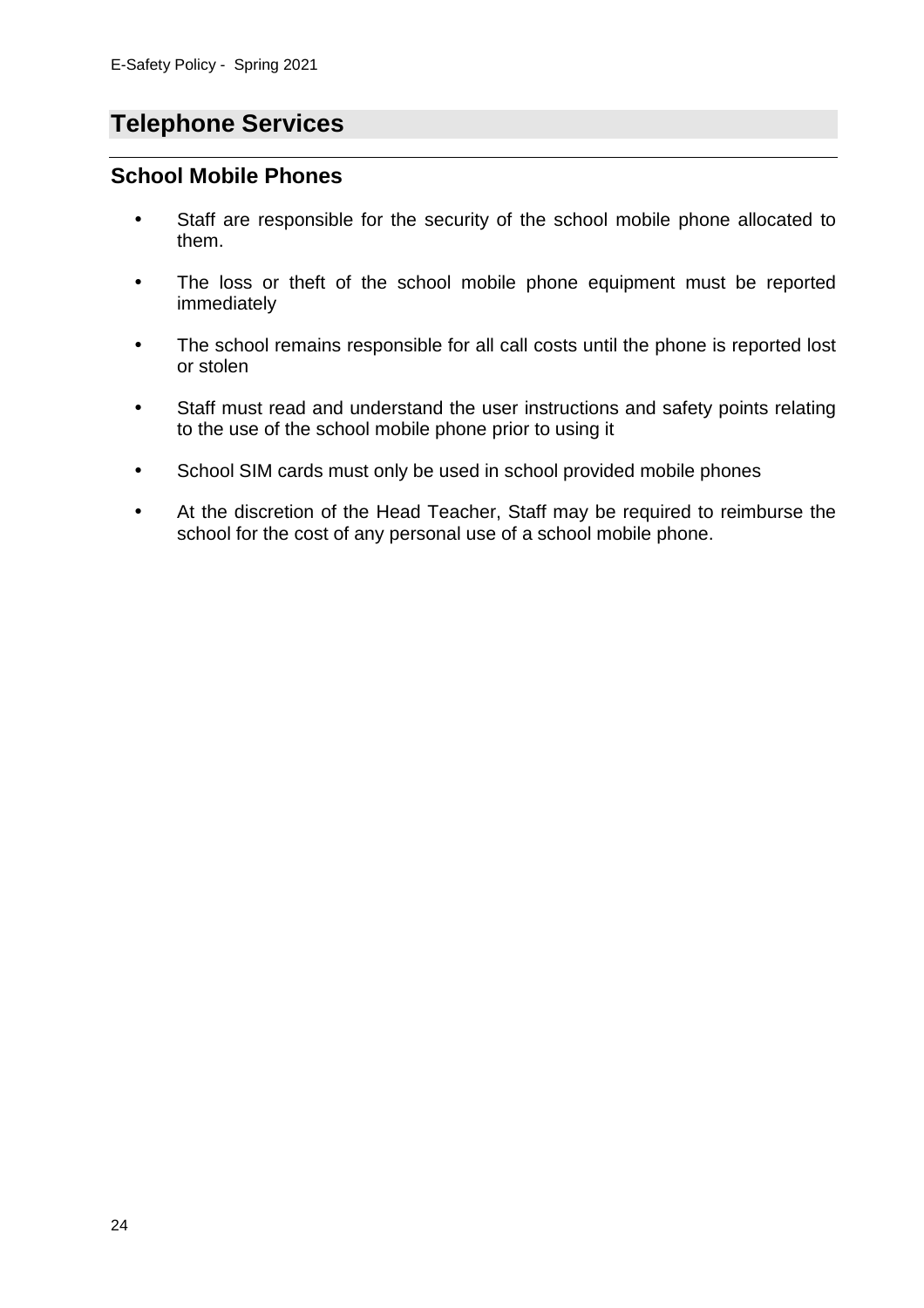## Telephone Services

### School Mobile Phones

- Staff are responsible for the security of the school mobile phone allocated to them.
- The loss or theft of the school mobile phone equipment must be reported immediately
- The school remains responsible for all call costs until the phone is reported lost or stolen
- Staff must read and understand the user instructions and safety points relating to the use of the school mobile phone prior to using it
- School SIM cards must only be used in school provided mobile phones
- At the discretion of the Head Teacher, Staff may be required to reimburse the school for the cost of any personal use of a school mobile phone.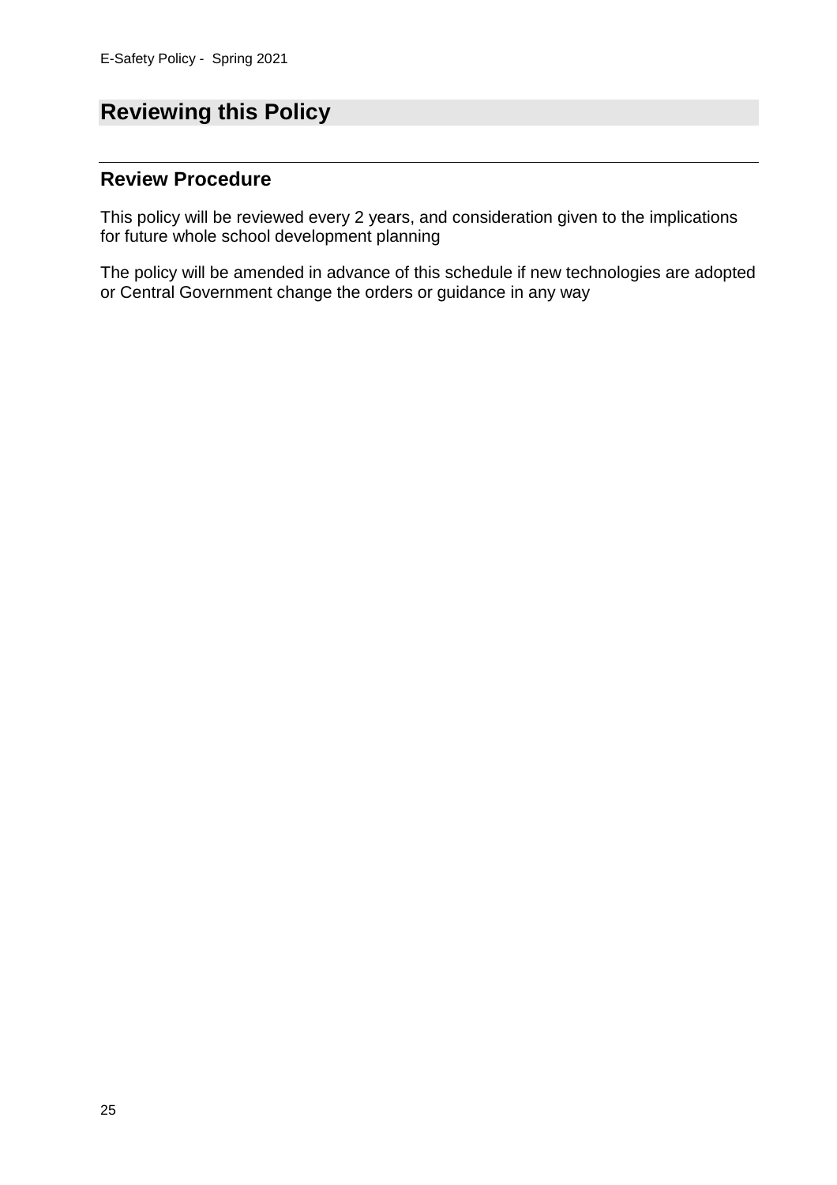# Reviewing this Policy

## Review Procedure

This policy will be reviewed every 2 years, and consideration given to the implications for future whole school development planning

The policy will be amended in advance of this schedule if new technologies are adopted or Central Government change the orders or guidance in any way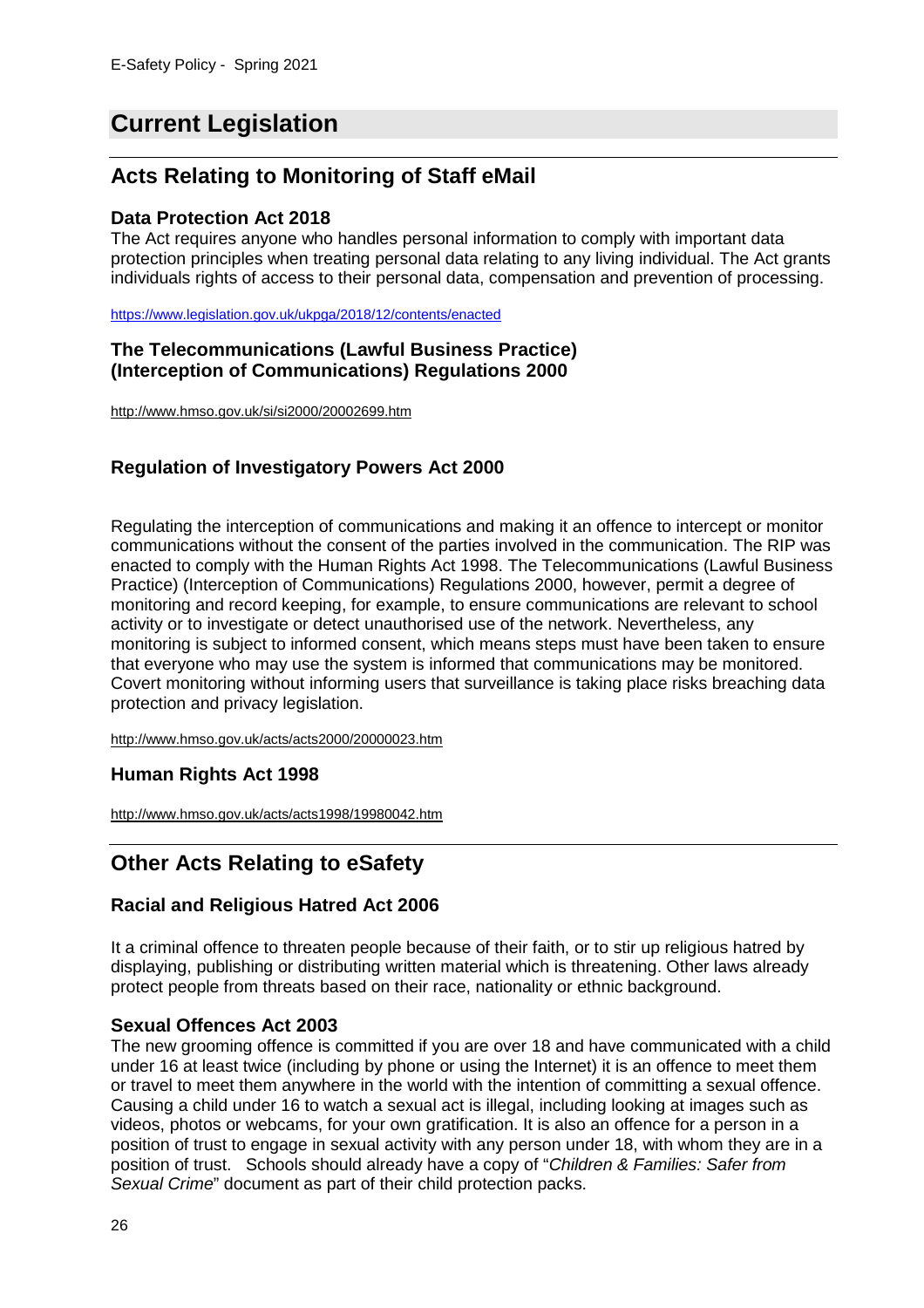# Current Legislation

## Acts Relating to Monitoring of Staff eMail

### Data Protection Act 2018

The Act requires anyone who handles personal information to comply with important data protection principles when treating personal data relating to any living individual. The Act grants individuals rights of access to their personal data, compensation and prevention of processing.

https://www.legislation.gov.uk/ukpga/2018/12/contents/enacted

### The Telecommunications (Lawful Business Practice) (Interception of Communications) Regulations 2000

http://www.hmso.gov.uk/si/si2000/20002699.htm

### Regulation of Investigatory Powers Act 2000

Regulating the interception of communications and making it an offence to intercept or monitor communications without the consent of the parties involved in the communication. The RIP was enacted to comply with the Human Rights Act 1998. The Telecommunications (Lawful Business Practice) (Interception of Communications) Regulations 2000, however, permit a degree of monitoring and record keeping, for example, to ensure communications are relevant to school activity or to investigate or detect unauthorised use of the network. Nevertheless, any monitoring is subject to informed consent, which means steps must have been taken to ensure that everyone who may use the system is informed that communications may be monitored. Covert monitoring without informing users that surveillance is taking place risks breaching data protection and privacy legislation.

http://www.hmso.gov.uk/acts/acts2000/20000023.htm

### Human Rights Act 1998

http://www.hmso.gov.uk/acts/acts1998/19980042.htm

## Other Acts Relating to eSafety

### Racial and Religious Hatred Act 2006

It a criminal offence to threaten people because of their faith, or to stir up religious hatred by displaying, publishing or distributing written material which is threatening. Other laws already protect people from threats based on their race, nationality or ethnic background.

### Sexual Offences Act 2003

The new grooming offence is committed if you are over 18 and have communicated with a child under 16 at least twice (including by phone or using the Internet) it is an offence to meet them or travel to meet them anywhere in the world with the intention of committing a sexual offence. Causing a child under 16 to watch a sexual act is illegal, including looking at images such as videos, photos or webcams, for your own gratification. It is also an offence for a person in a position of trust to engage in sexual activity with any person under 18, with whom they are in a position of trust. Schools should already have a copy of "*Children & Families: Safer from Sexual Crime*" document as part of their child protection packs.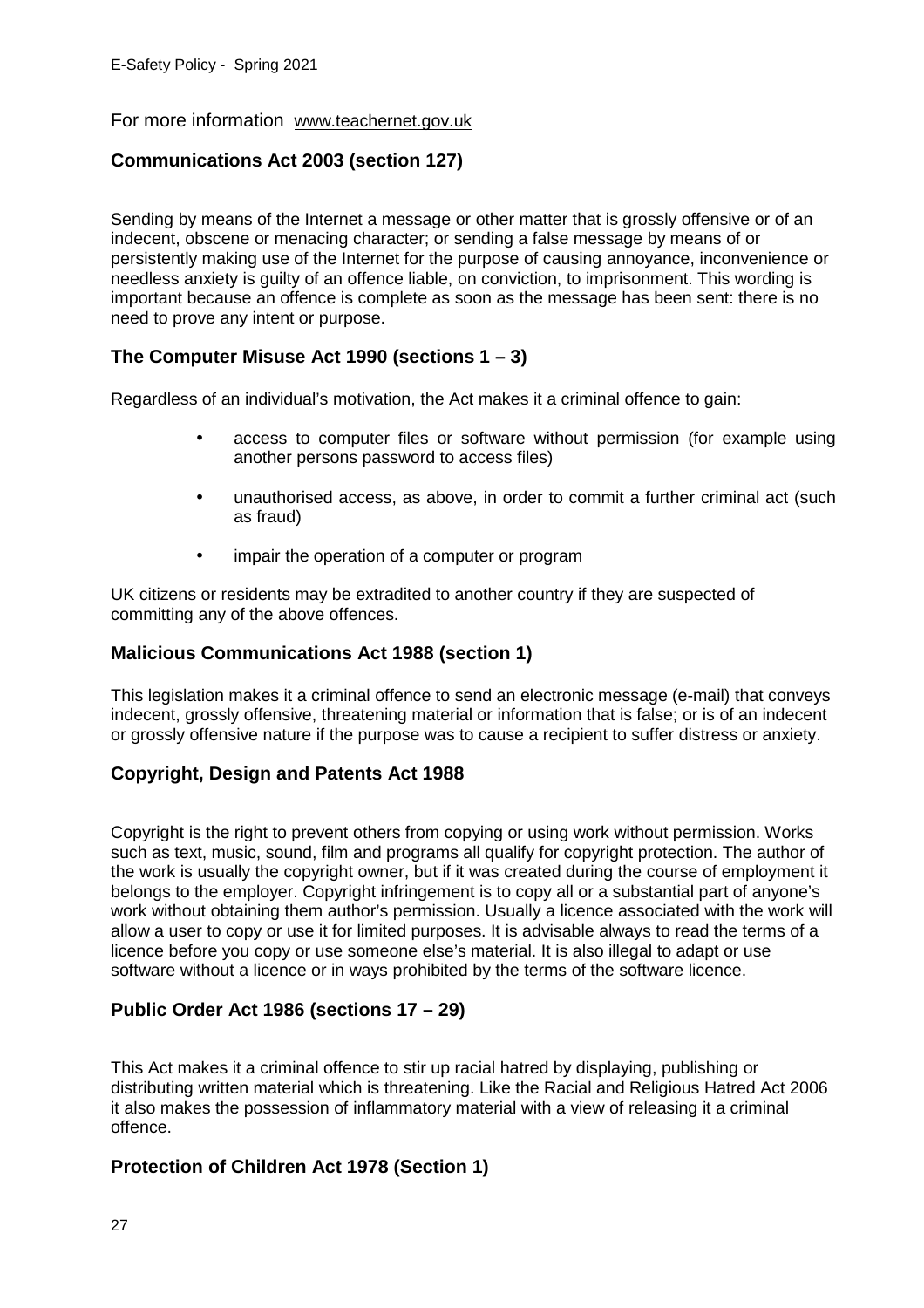For more information www.teachernet.gov.uk

### Communications Act 2003 (section 127)

Sending by means of the Internet a message or other matter that is grossly offensive or of an indecent, obscene or menacing character; or sending a false message by means of or persistently making use of the Internet for the purpose of causing annoyance, inconvenience or needless anxiety is guilty of an offence liable, on conviction, to imprisonment. This wording is important because an offence is complete as soon as the message has been sent: there is no need to prove any intent or purpose.

### The Computer Misuse Act 1990 (sections 1 – 3)

Regardless of an individual's motivation, the Act makes it a criminal offence to gain:

- access to computer files or software without permission (for example using another persons password to access files)
- unauthorised access, as above, in order to commit a further criminal act (such as fraud)
- impair the operation of a computer or program

UK citizens or residents may be extradited to another country if they are suspected of committing any of the above offences.

### Malicious Communications Act 1988 (section 1)

This legislation makes it a criminal offence to send an electronic message (e-mail) that conveys indecent, grossly offensive, threatening material or information that is false; or is of an indecent or grossly offensive nature if the purpose was to cause a recipient to suffer distress or anxiety.

### Copyright, Design and Patents Act 1988

Copyright is the right to prevent others from copying or using work without permission. Works such as text, music, sound, film and programs all qualify for copyright protection. The author of the work is usually the copyright owner, but if it was created during the course of employment it belongs to the employer. Copyright infringement is to copy all or a substantial part of anyone's work without obtaining them author's permission. Usually a licence associated with the work will allow a user to copy or use it for limited purposes. It is advisable always to read the terms of a licence before you copy or use someone else's material. It is also illegal to adapt or use software without a licence or in ways prohibited by the terms of the software licence.

### Public Order Act 1986 (sections 17 – 29)

This Act makes it a criminal offence to stir up racial hatred by displaying, publishing or distributing written material which is threatening. Like the Racial and Religious Hatred Act 2006 it also makes the possession of inflammatory material with a view of releasing it a criminal offence.

### Protection of Children Act 1978 (Section 1)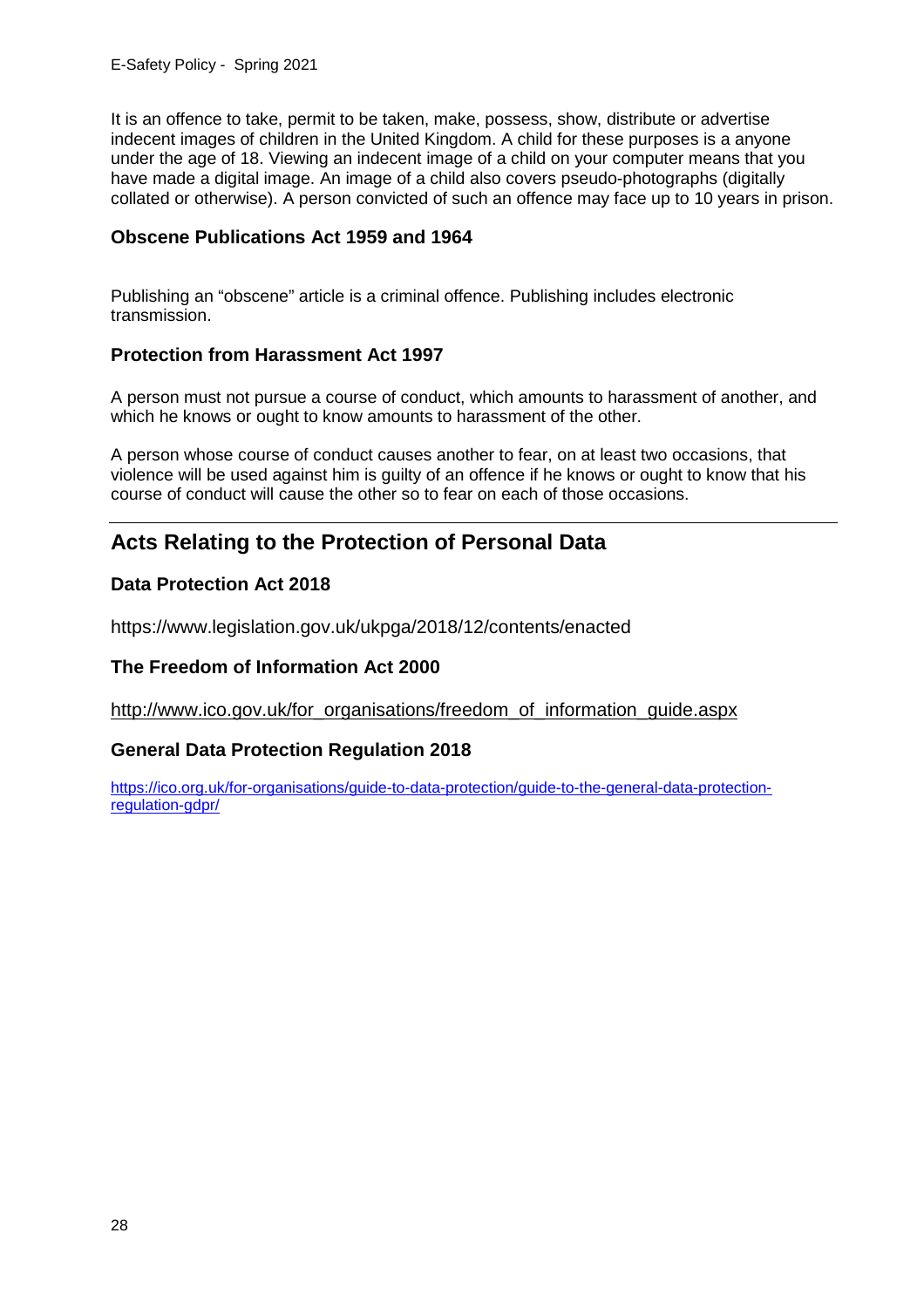It is an offence to take, permit to be taken, make, possess, show, distribute or advertise indecent images of children in the United Kingdom. A child for these purposes is a anyone under the age of 18. Viewing an indecent image of a child on your computer means that you have made a digital image. An image of a child also covers pseudo-photographs (digitally collated or otherwise). A person convicted of such an offence may face up to 10 years in prison.

### Obscene Publications Act 1959 and 1964

Publishing an "obscene" article is a criminal offence. Publishing includes electronic transmission.

### Protection from Harassment Act 1997

A person must not pursue a course of conduct, which amounts to harassment of another, and which he knows or ought to know amounts to harassment of the other.

A person whose course of conduct causes another to fear, on at least two occasions, that violence will be used against him is guilty of an offence if he knows or ought to know that his course of conduct will cause the other so to fear on each of those occasions.

---

## Acts Relating to the Protection of Personal Data

### Data Protection Act 2018

https://www.legislation.gov.uk/ukpga/2018/12/contents/enacted

### The Freedom of Information Act 2000

http://www.ico.gov.uk/for_organisations/freedom_of_information_guide.aspx

### General Data Protection Regulation 2018

https://ico.org.uk/for-organisations/guide-to-data-protection/guide-to-the-general-data-protection-regulation-gdpr/